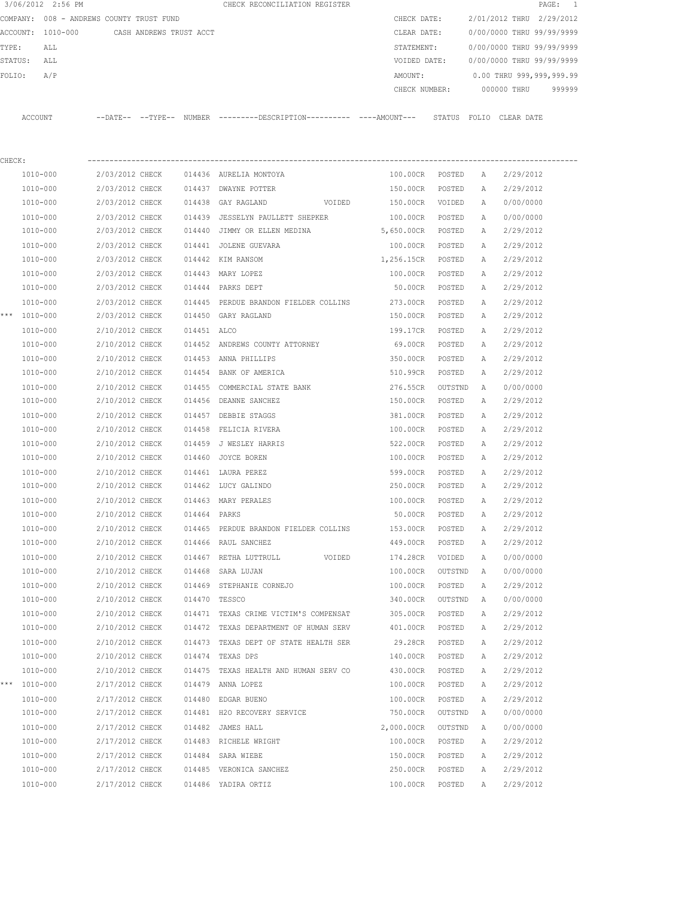3/06/2012 2:56 PM CHECK RECONCILIATION REGISTER

COMPANY: 008 - ANDREWS COUNTY TRUST FUND
ACCOUNT: 1010-000 CASH ANDREWS TRUST ACCT
TYPE: ALL
STATUS: ALL
FOLIO: A/P

CHECK DATE: 2/01/2012 THRU 2/29/2012
CLEAR DATE: 0/00/0000 THRU 99/99/9999
STATEMENT: 0/00/0000 THRU 99/99/9999
VOIDED DATE: 0/00/0000 THRU 99/99/9999
AMOUNT: 0.00 THRU 999,999,999.99
CHECK NUMBER: 000000 THRU 999999

CHECK:

| | ACCOUNT | DATE | TYPE | NUMBER | DESCRIPTION | AMOUNT | STATUS | FOLIO | CLEAR DATE |
|---|---|---|---|---|---|---|---|---|---|
| | 1010-000 | 2/03/2012 | CHECK | 014436 | AURELIA MONTOYA | 100.00CR | POSTED | A | 2/29/2012 |
| | 1010-000 | 2/03/2012 | CHECK | 014437 | DWAYNE POTTER | 150.00CR | POSTED | A | 2/29/2012 |
| | 1010-000 | 2/03/2012 | CHECK | 014438 | GAY RAGLAND VOIDED | 150.00CR | VOIDED | A | 0/00/0000 |
| | 1010-000 | 2/03/2012 | CHECK | 014439 | JESSELYN PAULLETT SHEPKER | 100.00CR | POSTED | A | 0/00/0000 |
| | 1010-000 | 2/03/2012 | CHECK | 014440 | JIMMY OR ELLEN MEDINA | 5,650.00CR | POSTED | A | 2/29/2012 |
| | 1010-000 | 2/03/2012 | CHECK | 014441 | JOLENE GUEVARA | 100.00CR | POSTED | A | 2/29/2012 |
| | 1010-000 | 2/03/2012 | CHECK | 014442 | KIM RANSOM | 1,256.15CR | POSTED | A | 2/29/2012 |
| | 1010-000 | 2/03/2012 | CHECK | 014443 | MARY LOPEZ | 100.00CR | POSTED | A | 2/29/2012 |
| | 1010-000 | 2/03/2012 | CHECK | 014444 | PARKS DEPT | 50.00CR | POSTED | A | 2/29/2012 |
| | 1010-000 | 2/03/2012 | CHECK | 014445 | PERDUE BRANDON FIELDER COLLINS | 273.00CR | POSTED | A | 2/29/2012 |
| *** | 1010-000 | 2/03/2012 | CHECK | 014450 | GARY RAGLAND | 150.00CR | POSTED | A | 2/29/2012 |
| | 1010-000 | 2/10/2012 | CHECK | 014451 | ALCO | 199.17CR | POSTED | A | 2/29/2012 |
| | 1010-000 | 2/10/2012 | CHECK | 014452 | ANDREWS COUNTY ATTORNEY | 69.00CR | POSTED | A | 2/29/2012 |
| | 1010-000 | 2/10/2012 | CHECK | 014453 | ANNA PHILLIPS | 350.00CR | POSTED | A | 2/29/2012 |
| | 1010-000 | 2/10/2012 | CHECK | 014454 | BANK OF AMERICA | 510.99CR | POSTED | A | 2/29/2012 |
| | 1010-000 | 2/10/2012 | CHECK | 014455 | COMMERCIAL STATE BANK | 276.55CR | OUTSTND | A | 0/00/0000 |
| | 1010-000 | 2/10/2012 | CHECK | 014456 | DEANNE SANCHEZ | 150.00CR | POSTED | A | 2/29/2012 |
| | 1010-000 | 2/10/2012 | CHECK | 014457 | DEBBIE STAGGS | 381.00CR | POSTED | A | 2/29/2012 |
| | 1010-000 | 2/10/2012 | CHECK | 014458 | FELICIA RIVERA | 100.00CR | POSTED | A | 2/29/2012 |
| | 1010-000 | 2/10/2012 | CHECK | 014459 | J WESLEY HARRIS | 522.00CR | POSTED | A | 2/29/2012 |
| | 1010-000 | 2/10/2012 | CHECK | 014460 | JOYCE BOREN | 100.00CR | POSTED | A | 2/29/2012 |
| | 1010-000 | 2/10/2012 | CHECK | 014461 | LAURA PEREZ | 599.00CR | POSTED | A | 2/29/2012 |
| | 1010-000 | 2/10/2012 | CHECK | 014462 | LUCY GALINDO | 250.00CR | POSTED | A | 2/29/2012 |
| | 1010-000 | 2/10/2012 | CHECK | 014463 | MARY PERALES | 100.00CR | POSTED | A | 2/29/2012 |
| | 1010-000 | 2/10/2012 | CHECK | 014464 | PARKS | 50.00CR | POSTED | A | 2/29/2012 |
| | 1010-000 | 2/10/2012 | CHECK | 014465 | PERDUE BRANDON FIELDER COLLINS | 153.00CR | POSTED | A | 2/29/2012 |
| | 1010-000 | 2/10/2012 | CHECK | 014466 | RAUL SANCHEZ | 449.00CR | POSTED | A | 2/29/2012 |
| | 1010-000 | 2/10/2012 | CHECK | 014467 | RETHA LUTTRULL VOIDED | 174.28CR | VOIDED | A | 0/00/0000 |
| | 1010-000 | 2/10/2012 | CHECK | 014468 | SARA LUJAN | 100.00CR | OUTSTND | A | 0/00/0000 |
| | 1010-000 | 2/10/2012 | CHECK | 014469 | STEPHANIE CORNEJO | 100.00CR | POSTED | A | 2/29/2012 |
| | 1010-000 | 2/10/2012 | CHECK | 014470 | TESSCO | 340.00CR | OUTSTND | A | 0/00/0000 |
| | 1010-000 | 2/10/2012 | CHECK | 014471 | TEXAS CRIME VICTIM'S COMPENSAT | 305.00CR | POSTED | A | 2/29/2012 |
| | 1010-000 | 2/10/2012 | CHECK | 014472 | TEXAS DEPARTMENT OF HUMAN SERV | 401.00CR | POSTED | A | 2/29/2012 |
| | 1010-000 | 2/10/2012 | CHECK | 014473 | TEXAS DEPT OF STATE HEALTH SER | 29.28CR | POSTED | A | 2/29/2012 |
| | 1010-000 | 2/10/2012 | CHECK | 014474 | TEXAS DPS | 140.00CR | POSTED | A | 2/29/2012 |
| | 1010-000 | 2/10/2012 | CHECK | 014475 | TEXAS HEALTH AND HUMAN SERV CO | 430.00CR | POSTED | A | 2/29/2012 |
| *** | 1010-000 | 2/17/2012 | CHECK | 014479 | ANNA LOPEZ | 100.00CR | POSTED | A | 2/29/2012 |
| | 1010-000 | 2/17/2012 | CHECK | 014480 | EDGAR BUENO | 100.00CR | POSTED | A | 2/29/2012 |
| | 1010-000 | 2/17/2012 | CHECK | 014481 | H2O RECOVERY SERVICE | 750.00CR | OUTSTND | A | 0/00/0000 |
| | 1010-000 | 2/17/2012 | CHECK | 014482 | JAMES HALL | 2,000.00CR | OUTSTND | A | 0/00/0000 |
| | 1010-000 | 2/17/2012 | CHECK | 014483 | RICHELE WRIGHT | 100.00CR | POSTED | A | 2/29/2012 |
| | 1010-000 | 2/17/2012 | CHECK | 014484 | SARA WIEBE | 150.00CR | POSTED | A | 2/29/2012 |
| | 1010-000 | 2/17/2012 | CHECK | 014485 | VERONICA SANCHEZ | 250.00CR | POSTED | A | 2/29/2012 |
| | 1010-000 | 2/17/2012 | CHECK | 014486 | YADIRA ORTIZ | 100.00CR | POSTED | A | 2/29/2012 |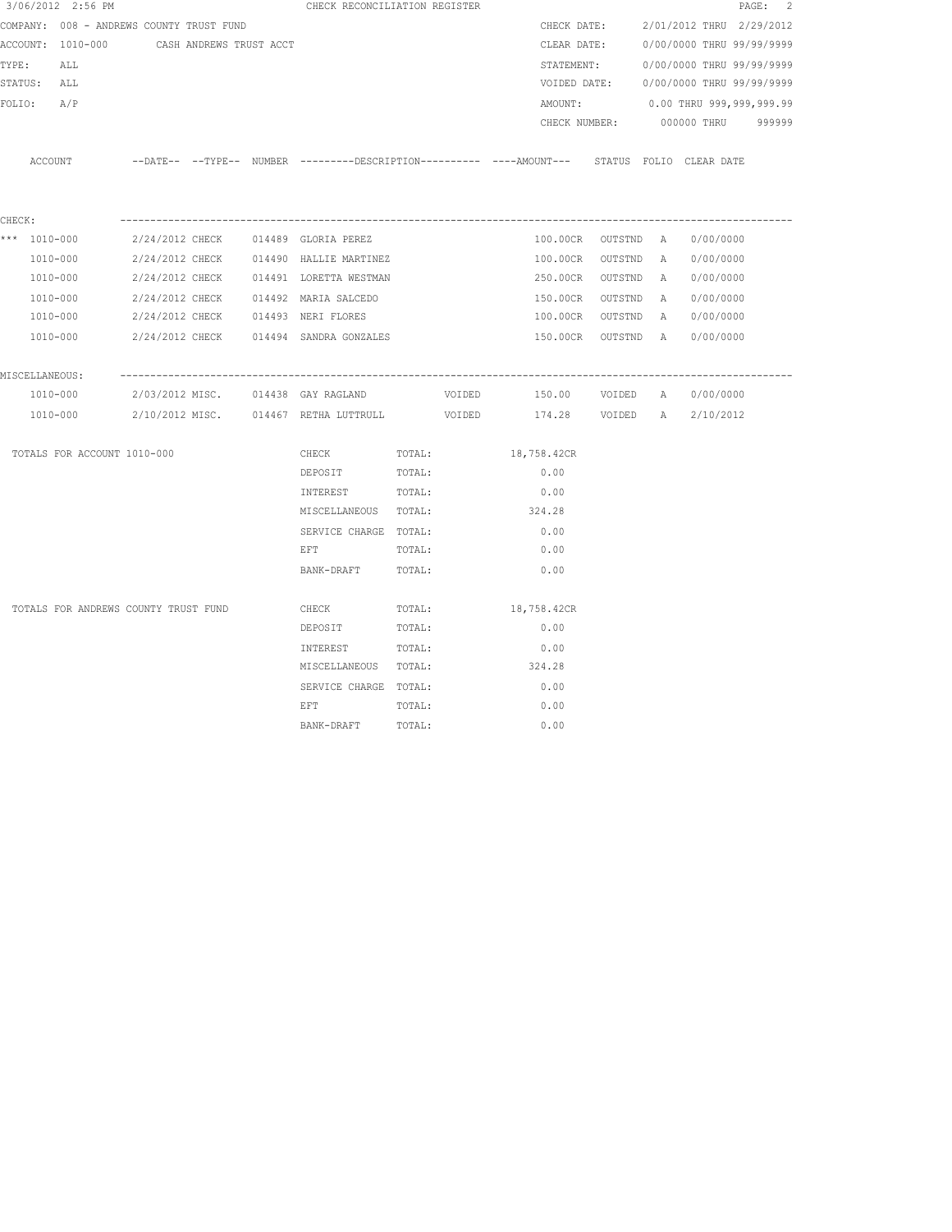3/06/2012 2:56 PM CHECK RECONCILIATION REGISTER

COMPANY: 008 - ANDREWS COUNTY TRUST FUND
ACCOUNT: 1010-000 CASH ANDREWS TRUST ACCT
TYPE: ALL
STATUS: ALL
FOLIO: A/P

CHECK DATE: 2/01/2012 THRU 2/29/2012
CLEAR DATE: 0/00/0000 THRU 99/99/9999
STATEMENT: 0/00/0000 THRU 99/99/9999
VOIDED DATE: 0/00/0000 THRU 99/99/9999
AMOUNT: 0.00 THRU 999,999,999.99
CHECK NUMBER: 000000 THRU 999999

| ACCOUNT | --DATE-- | --TYPE-- | NUMBER | ---------DESCRIPTION---------- | | ----AMOUNT--- | STATUS | FOLIO | CLEAR DATE |
|---|---|---|---|---|---|---|---|---|---|
| **CHECK:** | | | | | | | | | |
| *** 1010-000 | 2/24/2012 | CHECK | 014489 | GLORIA PEREZ | | 100.00CR | OUTSTND | A | 0/00/0000 |
| 1010-000 | 2/24/2012 | CHECK | 014490 | HALLIE MARTINEZ | | 100.00CR | OUTSTND | A | 0/00/0000 |
| 1010-000 | 2/24/2012 | CHECK | 014491 | LORETTA WESTMAN | | 250.00CR | OUTSTND | A | 0/00/0000 |
| 1010-000 | 2/24/2012 | CHECK | 014492 | MARIA SALCEDO | | 150.00CR | OUTSTND | A | 0/00/0000 |
| 1010-000 | 2/24/2012 | CHECK | 014493 | NERI FLORES | | 100.00CR | OUTSTND | A | 0/00/0000 |
| 1010-000 | 2/24/2012 | CHECK | 014494 | SANDRA GONZALES | | 150.00CR | OUTSTND | A | 0/00/0000 |
| **MISCELLANEOUS:** | | | | | | | | | |
| 1010-000 | 2/03/2012 | MISC. | 014438 | GAY RAGLAND | VOIDED | 150.00 | VOIDED | A | 0/00/0000 |
| 1010-000 | 2/10/2012 | MISC. | 014467 | RETHA LUTTRULL | VOIDED | 174.28 | VOIDED | A | 2/10/2012 |

| TOTALS FOR ACCOUNT 1010-000 | | | |
|---|---|---|---|
| | CHECK | TOTAL: | 18,758.42CR |
| | DEPOSIT | TOTAL: | 0.00 |
| | INTEREST | TOTAL: | 0.00 |
| | MISCELLANEOUS | TOTAL: | 324.28 |
| | SERVICE CHARGE | TOTAL: | 0.00 |
| | EFT | TOTAL: | 0.00 |
| | BANK-DRAFT | TOTAL: | 0.00 |

| TOTALS FOR ANDREWS COUNTY TRUST FUND | | | |
|---|---|---|---|
| | CHECK | TOTAL: | 18,758.42CR |
| | DEPOSIT | TOTAL: | 0.00 |
| | INTEREST | TOTAL: | 0.00 |
| | MISCELLANEOUS | TOTAL: | 324.28 |
| | SERVICE CHARGE | TOTAL: | 0.00 |
| | EFT | TOTAL: | 0.00 |
| | BANK-DRAFT | TOTAL: | 0.00 |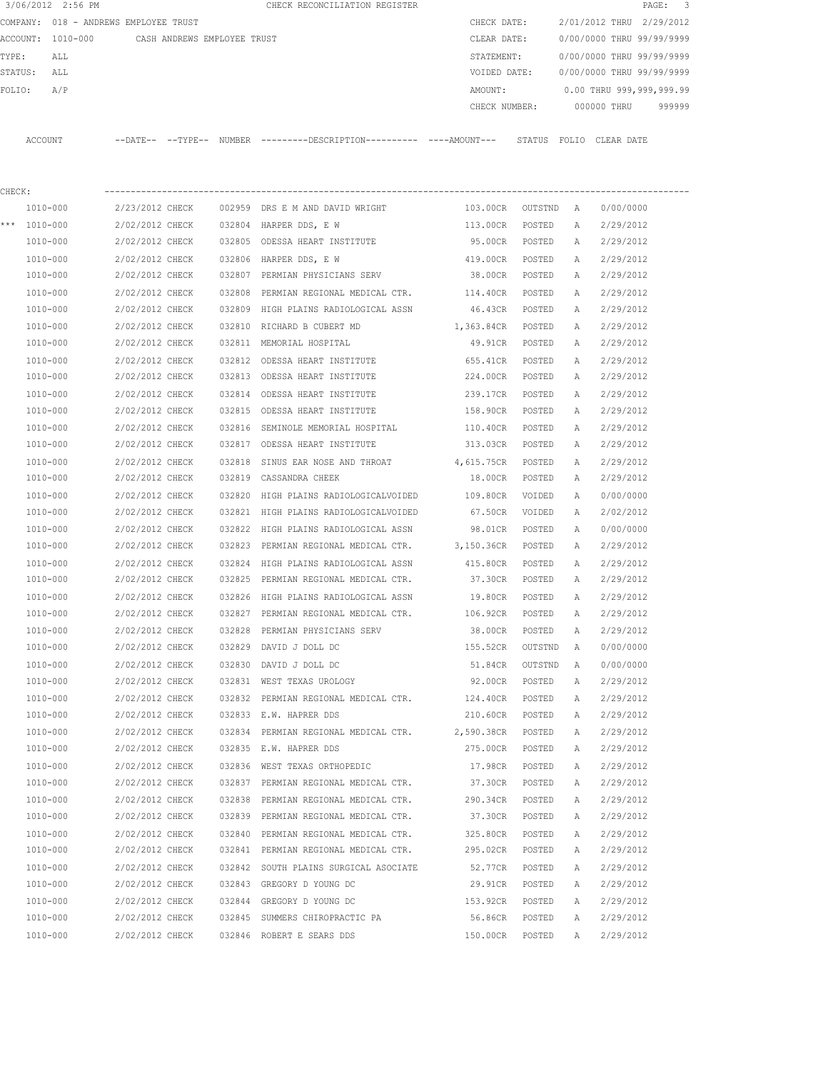3/06/2012 2:56 PM CHECK RECONCILIATION REGISTER

COMPANY: 018 - ANDREWS EMPLOYEE TRUST
ACCOUNT: 1010-000 CASH ANDREWS EMPLOYEE TRUST
TYPE: ALL
STATUS: ALL
FOLIO: A/P

CHECK DATE: 2/01/2012 THRU 2/29/2012
CLEAR DATE: 0/00/0000 THRU 99/99/9999
STATEMENT: 0/00/0000 THRU 99/99/9999
VOIDED DATE: 0/00/0000 THRU 99/99/9999
AMOUNT: 0.00 THRU 999,999,999.99
CHECK NUMBER: 000000 THRU 999999

CHECK:

| ACCOUNT | DATE | TYPE | NUMBER | DESCRIPTION | AMOUNT | STATUS | FOLIO | CLEAR DATE |
|---|---|---|---|---|---|---|---|---|
| 1010-000 | 2/23/2012 | CHECK | 002959 | DRS E M AND DAVID WRIGHT | 103.00CR | OUTSTND | A | 0/00/0000 |
| *** 1010-000 | 2/02/2012 | CHECK | 032804 | HARPER DDS, E W | 113.00CR | POSTED | A | 2/29/2012 |
| 1010-000 | 2/02/2012 | CHECK | 032805 | ODESSA HEART INSTITUTE | 95.00CR | POSTED | A | 2/29/2012 |
| 1010-000 | 2/02/2012 | CHECK | 032806 | HARPER DDS, E W | 419.00CR | POSTED | A | 2/29/2012 |
| 1010-000 | 2/02/2012 | CHECK | 032807 | PERMIAN PHYSICIANS SERV | 38.00CR | POSTED | A | 2/29/2012 |
| 1010-000 | 2/02/2012 | CHECK | 032808 | PERMIAN REGIONAL MEDICAL CTR. | 114.40CR | POSTED | A | 2/29/2012 |
| 1010-000 | 2/02/2012 | CHECK | 032809 | HIGH PLAINS RADIOLOGICAL ASSN | 46.43CR | POSTED | A | 2/29/2012 |
| 1010-000 | 2/02/2012 | CHECK | 032810 | RICHARD B CUBERT MD | 1,363.84CR | POSTED | A | 2/29/2012 |
| 1010-000 | 2/02/2012 | CHECK | 032811 | MEMORIAL HOSPITAL | 49.91CR | POSTED | A | 2/29/2012 |
| 1010-000 | 2/02/2012 | CHECK | 032812 | ODESSA HEART INSTITUTE | 655.41CR | POSTED | A | 2/29/2012 |
| 1010-000 | 2/02/2012 | CHECK | 032813 | ODESSA HEART INSTITUTE | 224.00CR | POSTED | A | 2/29/2012 |
| 1010-000 | 2/02/2012 | CHECK | 032814 | ODESSA HEART INSTITUTE | 239.17CR | POSTED | A | 2/29/2012 |
| 1010-000 | 2/02/2012 | CHECK | 032815 | ODESSA HEART INSTITUTE | 158.90CR | POSTED | A | 2/29/2012 |
| 1010-000 | 2/02/2012 | CHECK | 032816 | SEMINOLE MEMORIAL HOSPITAL | 110.40CR | POSTED | A | 2/29/2012 |
| 1010-000 | 2/02/2012 | CHECK | 032817 | ODESSA HEART INSTITUTE | 313.03CR | POSTED | A | 2/29/2012 |
| 1010-000 | 2/02/2012 | CHECK | 032818 | SINUS EAR NOSE AND THROAT | 4,615.75CR | POSTED | A | 2/29/2012 |
| 1010-000 | 2/02/2012 | CHECK | 032819 | CASSANDRA CHEEK | 18.00CR | POSTED | A | 2/29/2012 |
| 1010-000 | 2/02/2012 | CHECK | 032820 | HIGH PLAINS RADIOLOGICALVOIDED | 109.80CR | VOIDED | A | 0/00/0000 |
| 1010-000 | 2/02/2012 | CHECK | 032821 | HIGH PLAINS RADIOLOGICALVOIDED | 67.50CR | VOIDED | A | 2/02/2012 |
| 1010-000 | 2/02/2012 | CHECK | 032822 | HIGH PLAINS RADIOLOGICAL ASSN | 98.01CR | POSTED | A | 0/00/0000 |
| 1010-000 | 2/02/2012 | CHECK | 032823 | PERMIAN REGIONAL MEDICAL CTR. | 3,150.36CR | POSTED | A | 2/29/2012 |
| 1010-000 | 2/02/2012 | CHECK | 032824 | HIGH PLAINS RADIOLOGICAL ASSN | 415.80CR | POSTED | A | 2/29/2012 |
| 1010-000 | 2/02/2012 | CHECK | 032825 | PERMIAN REGIONAL MEDICAL CTR. | 37.30CR | POSTED | A | 2/29/2012 |
| 1010-000 | 2/02/2012 | CHECK | 032826 | HIGH PLAINS RADIOLOGICAL ASSN | 19.80CR | POSTED | A | 2/29/2012 |
| 1010-000 | 2/02/2012 | CHECK | 032827 | PERMIAN REGIONAL MEDICAL CTR. | 106.92CR | POSTED | A | 2/29/2012 |
| 1010-000 | 2/02/2012 | CHECK | 032828 | PERMIAN PHYSICIANS SERV | 38.00CR | POSTED | A | 2/29/2012 |
| 1010-000 | 2/02/2012 | CHECK | 032829 | DAVID J DOLL DC | 155.52CR | OUTSTND | A | 0/00/0000 |
| 1010-000 | 2/02/2012 | CHECK | 032830 | DAVID J DOLL DC | 51.84CR | OUTSTND | A | 0/00/0000 |
| 1010-000 | 2/02/2012 | CHECK | 032831 | WEST TEXAS UROLOGY | 92.00CR | POSTED | A | 2/29/2012 |
| 1010-000 | 2/02/2012 | CHECK | 032832 | PERMIAN REGIONAL MEDICAL CTR. | 124.40CR | POSTED | A | 2/29/2012 |
| 1010-000 | 2/02/2012 | CHECK | 032833 | E.W. HAPRER DDS | 210.60CR | POSTED | A | 2/29/2012 |
| 1010-000 | 2/02/2012 | CHECK | 032834 | PERMIAN REGIONAL MEDICAL CTR. | 2,590.38CR | POSTED | A | 2/29/2012 |
| 1010-000 | 2/02/2012 | CHECK | 032835 | E.W. HAPRER DDS | 275.00CR | POSTED | A | 2/29/2012 |
| 1010-000 | 2/02/2012 | CHECK | 032836 | WEST TEXAS ORTHOPEDIC | 17.98CR | POSTED | A | 2/29/2012 |
| 1010-000 | 2/02/2012 | CHECK | 032837 | PERMIAN REGIONAL MEDICAL CTR. | 37.30CR | POSTED | A | 2/29/2012 |
| 1010-000 | 2/02/2012 | CHECK | 032838 | PERMIAN REGIONAL MEDICAL CTR. | 290.34CR | POSTED | A | 2/29/2012 |
| 1010-000 | 2/02/2012 | CHECK | 032839 | PERMIAN REGIONAL MEDICAL CTR. | 37.30CR | POSTED | A | 2/29/2012 |
| 1010-000 | 2/02/2012 | CHECK | 032840 | PERMIAN REGIONAL MEDICAL CTR. | 325.80CR | POSTED | A | 2/29/2012 |
| 1010-000 | 2/02/2012 | CHECK | 032841 | PERMIAN REGIONAL MEDICAL CTR. | 295.02CR | POSTED | A | 2/29/2012 |
| 1010-000 | 2/02/2012 | CHECK | 032842 | SOUTH PLAINS SURGICAL ASOCIATE | 52.77CR | POSTED | A | 2/29/2012 |
| 1010-000 | 2/02/2012 | CHECK | 032843 | GREGORY D YOUNG DC | 29.91CR | POSTED | A | 2/29/2012 |
| 1010-000 | 2/02/2012 | CHECK | 032844 | GREGORY D YOUNG DC | 153.92CR | POSTED | A | 2/29/2012 |
| 1010-000 | 2/02/2012 | CHECK | 032845 | SUMMERS CHIROPRACTIC PA | 56.86CR | POSTED | A | 2/29/2012 |
| 1010-000 | 2/02/2012 | CHECK | 032846 | ROBERT E SEARS DDS | 150.00CR | POSTED | A | 2/29/2012 |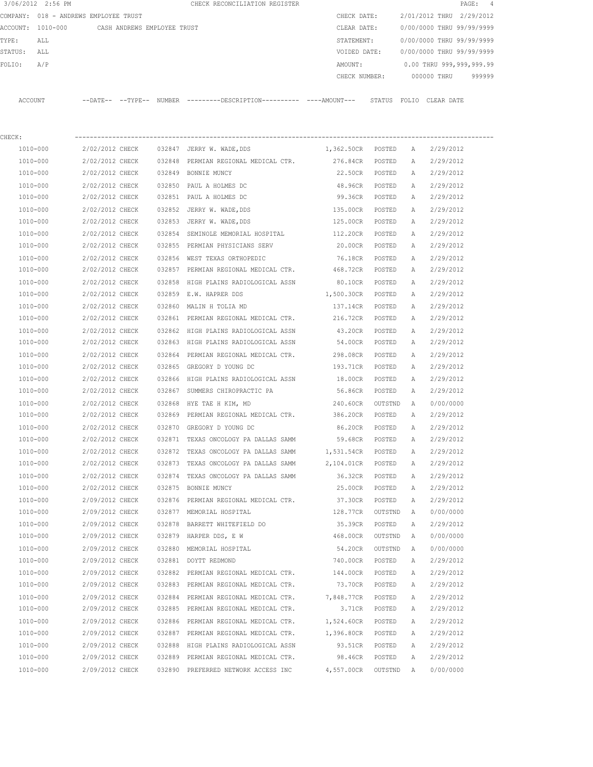3/06/2012 2:56 PM CHECK RECONCILIATION REGISTER

COMPANY: 018 - ANDREWS EMPLOYEE TRUST

ACCOUNT: 1010-000 CASH ANDREWS EMPLOYEE TRUST

TYPE: ALL

STATUS: ALL

FOLIO: A/P

CHECK DATE: 2/01/2012 THRU 2/29/2012

CLEAR DATE: 0/00/0000 THRU 99/99/9999

STATEMENT: 0/00/0000 THRU 99/99/9999

VOIDED DATE: 0/00/0000 THRU 99/99/9999

AMOUNT: 0.00 THRU 999,999,999.99

CHECK NUMBER: 000000 THRU 999999

CHECK:

| ACCOUNT | --DATE-- | --TYPE-- | NUMBER | ---------DESCRIPTION---------- | ----AMOUNT--- | STATUS | FOLIO | CLEAR DATE |
|---|---|---|---|---|---|---|---|---|
| 1010-000 | 2/02/2012 | CHECK | 032847 | JERRY W. WADE,DDS | 1,362.50CR | POSTED | A | 2/29/2012 |
| 1010-000 | 2/02/2012 | CHECK | 032848 | PERMIAN REGIONAL MEDICAL CTR. | 276.84CR | POSTED | A | 2/29/2012 |
| 1010-000 | 2/02/2012 | CHECK | 032849 | BONNIE MUNCY | 22.50CR | POSTED | A | 2/29/2012 |
| 1010-000 | 2/02/2012 | CHECK | 032850 | PAUL A HOLMES DC | 48.96CR | POSTED | A | 2/29/2012 |
| 1010-000 | 2/02/2012 | CHECK | 032851 | PAUL A HOLMES DC | 99.36CR | POSTED | A | 2/29/2012 |
| 1010-000 | 2/02/2012 | CHECK | 032852 | JERRY W. WADE,DDS | 135.00CR | POSTED | A | 2/29/2012 |
| 1010-000 | 2/02/2012 | CHECK | 032853 | JERRY W. WADE,DDS | 125.00CR | POSTED | A | 2/29/2012 |
| 1010-000 | 2/02/2012 | CHECK | 032854 | SEMINOLE MEMORIAL HOSPITAL | 112.20CR | POSTED | A | 2/29/2012 |
| 1010-000 | 2/02/2012 | CHECK | 032855 | PERMIAN PHYSICIANS SERV | 20.00CR | POSTED | A | 2/29/2012 |
| 1010-000 | 2/02/2012 | CHECK | 032856 | WEST TEXAS ORTHOPEDIC | 76.18CR | POSTED | A | 2/29/2012 |
| 1010-000 | 2/02/2012 | CHECK | 032857 | PERMIAN REGIONAL MEDICAL CTR. | 468.72CR | POSTED | A | 2/29/2012 |
| 1010-000 | 2/02/2012 | CHECK | 032858 | HIGH PLAINS RADIOLOGICAL ASSN | 80.10CR | POSTED | A | 2/29/2012 |
| 1010-000 | 2/02/2012 | CHECK | 032859 | E.W. HAPRER DDS | 1,500.30CR | POSTED | A | 2/29/2012 |
| 1010-000 | 2/02/2012 | CHECK | 032860 | MALIN H TOLIA MD | 137.14CR | POSTED | A | 2/29/2012 |
| 1010-000 | 2/02/2012 | CHECK | 032861 | PERMIAN REGIONAL MEDICAL CTR. | 216.72CR | POSTED | A | 2/29/2012 |
| 1010-000 | 2/02/2012 | CHECK | 032862 | HIGH PLAINS RADIOLOGICAL ASSN | 43.20CR | POSTED | A | 2/29/2012 |
| 1010-000 | 2/02/2012 | CHECK | 032863 | HIGH PLAINS RADIOLOGICAL ASSN | 54.00CR | POSTED | A | 2/29/2012 |
| 1010-000 | 2/02/2012 | CHECK | 032864 | PERMIAN REGIONAL MEDICAL CTR. | 298.08CR | POSTED | A | 2/29/2012 |
| 1010-000 | 2/02/2012 | CHECK | 032865 | GREGORY D YOUNG DC | 193.71CR | POSTED | A | 2/29/2012 |
| 1010-000 | 2/02/2012 | CHECK | 032866 | HIGH PLAINS RADIOLOGICAL ASSN | 18.00CR | POSTED | A | 2/29/2012 |
| 1010-000 | 2/02/2012 | CHECK | 032867 | SUMMERS CHIROPRACTIC PA | 56.86CR | POSTED | A | 2/29/2012 |
| 1010-000 | 2/02/2012 | CHECK | 032868 | HYE TAE H KIM, MD | 240.60CR | OUTSTND | A | 0/00/0000 |
| 1010-000 | 2/02/2012 | CHECK | 032869 | PERMIAN REGIONAL MEDICAL CTR. | 386.20CR | POSTED | A | 2/29/2012 |
| 1010-000 | 2/02/2012 | CHECK | 032870 | GREGORY D YOUNG DC | 86.20CR | POSTED | A | 2/29/2012 |
| 1010-000 | 2/02/2012 | CHECK | 032871 | TEXAS ONCOLOGY PA DALLAS SAMM | 59.68CR | POSTED | A | 2/29/2012 |
| 1010-000 | 2/02/2012 | CHECK | 032872 | TEXAS ONCOLOGY PA DALLAS SAMM | 1,531.54CR | POSTED | A | 2/29/2012 |
| 1010-000 | 2/02/2012 | CHECK | 032873 | TEXAS ONCOLOGY PA DALLAS SAMM | 2,104.01CR | POSTED | A | 2/29/2012 |
| 1010-000 | 2/02/2012 | CHECK | 032874 | TEXAS ONCOLOGY PA DALLAS SAMM | 36.32CR | POSTED | A | 2/29/2012 |
| 1010-000 | 2/02/2012 | CHECK | 032875 | BONNIE MUNCY | 25.00CR | POSTED | A | 2/29/2012 |
| 1010-000 | 2/09/2012 | CHECK | 032876 | PERMIAN REGIONAL MEDICAL CTR. | 37.30CR | POSTED | A | 2/29/2012 |
| 1010-000 | 2/09/2012 | CHECK | 032877 | MEMORIAL HOSPITAL | 128.77CR | OUTSTND | A | 0/00/0000 |
| 1010-000 | 2/09/2012 | CHECK | 032878 | BARRETT WHITEFIELD DO | 35.39CR | POSTED | A | 2/29/2012 |
| 1010-000 | 2/09/2012 | CHECK | 032879 | HARPER DDS, E W | 468.00CR | OUTSTND | A | 0/00/0000 |
| 1010-000 | 2/09/2012 | CHECK | 032880 | MEMORIAL HOSPITAL | 54.20CR | OUTSTND | A | 0/00/0000 |
| 1010-000 | 2/09/2012 | CHECK | 032881 | DOYTT REDMOND | 740.00CR | POSTED | A | 2/29/2012 |
| 1010-000 | 2/09/2012 | CHECK | 032882 | PERMIAN REGIONAL MEDICAL CTR. | 144.00CR | POSTED | A | 2/29/2012 |
| 1010-000 | 2/09/2012 | CHECK | 032883 | PERMIAN REGIONAL MEDICAL CTR. | 73.70CR | POSTED | A | 2/29/2012 |
| 1010-000 | 2/09/2012 | CHECK | 032884 | PERMIAN REGIONAL MEDICAL CTR. | 7,848.77CR | POSTED | A | 2/29/2012 |
| 1010-000 | 2/09/2012 | CHECK | 032885 | PERMIAN REGIONAL MEDICAL CTR. | 3.71CR | POSTED | A | 2/29/2012 |
| 1010-000 | 2/09/2012 | CHECK | 032886 | PERMIAN REGIONAL MEDICAL CTR. | 1,524.60CR | POSTED | A | 2/29/2012 |
| 1010-000 | 2/09/2012 | CHECK | 032887 | PERMIAN REGIONAL MEDICAL CTR. | 1,396.80CR | POSTED | A | 2/29/2012 |
| 1010-000 | 2/09/2012 | CHECK | 032888 | HIGH PLAINS RADIOLOGICAL ASSN | 93.51CR | POSTED | A | 2/29/2012 |
| 1010-000 | 2/09/2012 | CHECK | 032889 | PERMIAN REGIONAL MEDICAL CTR. | 98.46CR | POSTED | A | 2/29/2012 |
| 1010-000 | 2/09/2012 | CHECK | 032890 | PREFERRED NETWORK ACCESS INC | 4,557.00CR | OUTSTND | A | 0/00/0000 |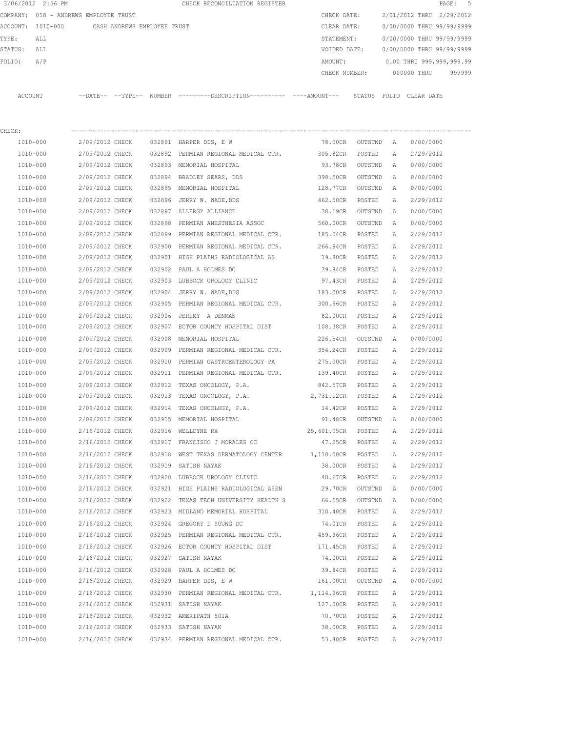3/06/2012 2:56 PM CHECK RECONCILIATION REGISTER

COMPANY: 018 - ANDREWS EMPLOYEE TRUST

ACCOUNT: 1010-000 CASH ANDREWS EMPLOYEE TRUST

TYPE: ALL

STATUS: ALL

FOLIO: A/P

CHECK DATE: 2/01/2012 THRU 2/29/2012

CLEAR DATE: 0/00/0000 THRU 99/99/9999

STATEMENT: 0/00/0000 THRU 99/99/9999

VOIDED DATE: 0/00/0000 THRU 99/99/9999

AMOUNT: 0.00 THRU 999,999,999.99

CHECK NUMBER: 000000 THRU 999999

CHECK:

| ACCOUNT | --DATE-- | --TYPE-- | NUMBER | ---------DESCRIPTION---------- | ----AMOUNT--- | STATUS | FOLIO | CLEAR DATE |
|---|---|---|---|---|---|---|---|---|
| 1010-000 | 2/09/2012 | CHECK | 032891 | HARPER DDS, E W | 78.00CR | OUTSTND | A | 0/00/0000 |
| 1010-000 | 2/09/2012 | CHECK | 032892 | PERMIAN REGIONAL MEDICAL CTR. | 305.82CR | POSTED | A | 2/29/2012 |
| 1010-000 | 2/09/2012 | CHECK | 032893 | MEMORIAL HOSPITAL | 93.78CR | OUTSTND | A | 0/00/0000 |
| 1010-000 | 2/09/2012 | CHECK | 032894 | BRADLEY SEARS, DDS | 398.50CR | OUTSTND | A | 0/00/0000 |
| 1010-000 | 2/09/2012 | CHECK | 032895 | MEMORIAL HOSPITAL | 128.77CR | OUTSTND | A | 0/00/0000 |
| 1010-000 | 2/09/2012 | CHECK | 032896 | JERRY W. WADE,DDS | 462.50CR | POSTED | A | 2/29/2012 |
| 1010-000 | 2/09/2012 | CHECK | 032897 | ALLERGY ALLIANCE | 38.19CR | OUTSTND | A | 0/00/0000 |
| 1010-000 | 2/09/2012 | CHECK | 032898 | PERMIAN ANESTHESIA ASSOC | 560.00CR | OUTSTND | A | 0/00/0000 |
| 1010-000 | 2/09/2012 | CHECK | 032899 | PERMIAN REGIONAL MEDICAL CTR. | 185.04CR | POSTED | A | 2/29/2012 |
| 1010-000 | 2/09/2012 | CHECK | 032900 | PERMIAN REGIONAL MEDICAL CTR. | 266.94CR | POSTED | A | 2/29/2012 |
| 1010-000 | 2/09/2012 | CHECK | 032901 | HIGH PLAINS RADIOLOGICAL AS | 19.80CR | POSTED | A | 2/29/2012 |
| 1010-000 | 2/09/2012 | CHECK | 032902 | PAUL A HOLMES DC | 39.84CR | POSTED | A | 2/29/2012 |
| 1010-000 | 2/09/2012 | CHECK | 032903 | LUBBOCK UROLOGY CLINIC | 97.43CR | POSTED | A | 2/29/2012 |
| 1010-000 | 2/09/2012 | CHECK | 032904 | JERRY W. WADE,DDS | 183.00CR | POSTED | A | 2/29/2012 |
| 1010-000 | 2/09/2012 | CHECK | 032905 | PERMIAN REGIONAL MEDICAL CTR. | 300.96CR | POSTED | A | 2/29/2012 |
| 1010-000 | 2/09/2012 | CHECK | 032906 | JEREMY A DENMAN | 82.00CR | POSTED | A | 2/29/2012 |
| 1010-000 | 2/09/2012 | CHECK | 032907 | ECTOR COUNTY HOSPITAL DIST | 108.38CR | POSTED | A | 2/29/2012 |
| 1010-000 | 2/09/2012 | CHECK | 032908 | MEMORIAL HOSPITAL | 226.54CR | OUTSTND | A | 0/00/0000 |
| 1010-000 | 2/09/2012 | CHECK | 032909 | PERMIAN REGIONAL MEDICAL CTR. | 354.24CR | POSTED | A | 2/29/2012 |
| 1010-000 | 2/09/2012 | CHECK | 032910 | PERMIAN GASTROENTEROLOGY PA | 275.00CR | POSTED | A | 2/29/2012 |
| 1010-000 | 2/09/2012 | CHECK | 032911 | PERMIAN REGIONAL MEDICAL CTR. | 139.40CR | POSTED | A | 2/29/2012 |
| 1010-000 | 2/09/2012 | CHECK | 032912 | TEXAS ONCOLOGY, P.A. | 842.57CR | POSTED | A | 2/29/2012 |
| 1010-000 | 2/09/2012 | CHECK | 032913 | TEXAS ONCOLOGY, P.A. | 2,731.12CR | POSTED | A | 2/29/2012 |
| 1010-000 | 2/09/2012 | CHECK | 032914 | TEXAS ONCOLOGY, P.A. | 14.42CR | POSTED | A | 2/29/2012 |
| 1010-000 | 2/09/2012 | CHECK | 032915 | MEMORIAL HOSPITAL | 91.48CR | OUTSTND | A | 0/00/0000 |
| 1010-000 | 2/16/2012 | CHECK | 032916 | WELLDYNE RX | 25,601.05CR | POSTED | A | 2/29/2012 |
| 1010-000 | 2/16/2012 | CHECK | 032917 | FRANCISCO J MORALES OC | 47.25CR | POSTED | A | 2/29/2012 |
| 1010-000 | 2/16/2012 | CHECK | 032918 | WEST TEXAS DERMATOLOGY CENTER | 1,110.00CR | POSTED | A | 2/29/2012 |
| 1010-000 | 2/16/2012 | CHECK | 032919 | SATISH NAYAK | 38.00CR | POSTED | A | 2/29/2012 |
| 1010-000 | 2/16/2012 | CHECK | 032920 | LUBBOCK UROLOGY CLINIC | 40.67CR | POSTED | A | 2/29/2012 |
| 1010-000 | 2/16/2012 | CHECK | 032921 | HIGH PLAINS RADIOLOGICAL ASSN | 29.70CR | OUTSTND | A | 0/00/0000 |
| 1010-000 | 2/16/2012 | CHECK | 032922 | TEXAS TECH UNIVERSITY HEALTH S | 66.55CR | OUTSTND | A | 0/00/0000 |
| 1010-000 | 2/16/2012 | CHECK | 032923 | MIDLAND MEMORIAL HOSPITAL | 310.40CR | POSTED | A | 2/29/2012 |
| 1010-000 | 2/16/2012 | CHECK | 032924 | GREGORY D YOUNG DC | 74.01CR | POSTED | A | 2/29/2012 |
| 1010-000 | 2/16/2012 | CHECK | 032925 | PERMIAN REGIONAL MEDICAL CTR. | 459.36CR | POSTED | A | 2/29/2012 |
| 1010-000 | 2/16/2012 | CHECK | 032926 | ECTOR COUNTY HOSPITAL DIST | 171.45CR | POSTED | A | 2/29/2012 |
| 1010-000 | 2/16/2012 | CHECK | 032927 | SATISH NAYAK | 74.00CR | POSTED | A | 2/29/2012 |
| 1010-000 | 2/16/2012 | CHECK | 032928 | PAUL A HOLMES DC | 39.84CR | POSTED | A | 2/29/2012 |
| 1010-000 | 2/16/2012 | CHECK | 032929 | HARPER DDS, E W | 161.00CR | OUTSTND | A | 0/00/0000 |
| 1010-000 | 2/16/2012 | CHECK | 032930 | PERMIAN REGIONAL MEDICAL CTR. | 1,114.96CR | POSTED | A | 2/29/2012 |
| 1010-000 | 2/16/2012 | CHECK | 032931 | SATISH NAYAK | 127.00CR | POSTED | A | 2/29/2012 |
| 1010-000 | 2/16/2012 | CHECK | 032932 | AMERIPATH 501A | 70.70CR | POSTED | A | 2/29/2012 |
| 1010-000 | 2/16/2012 | CHECK | 032933 | SATISH NAYAK | 38.00CR | POSTED | A | 2/29/2012 |
| 1010-000 | 2/16/2012 | CHECK | 032934 | PERMIAN REGIONAL MEDICAL CTR. | 53.80CR | POSTED | A | 2/29/2012 |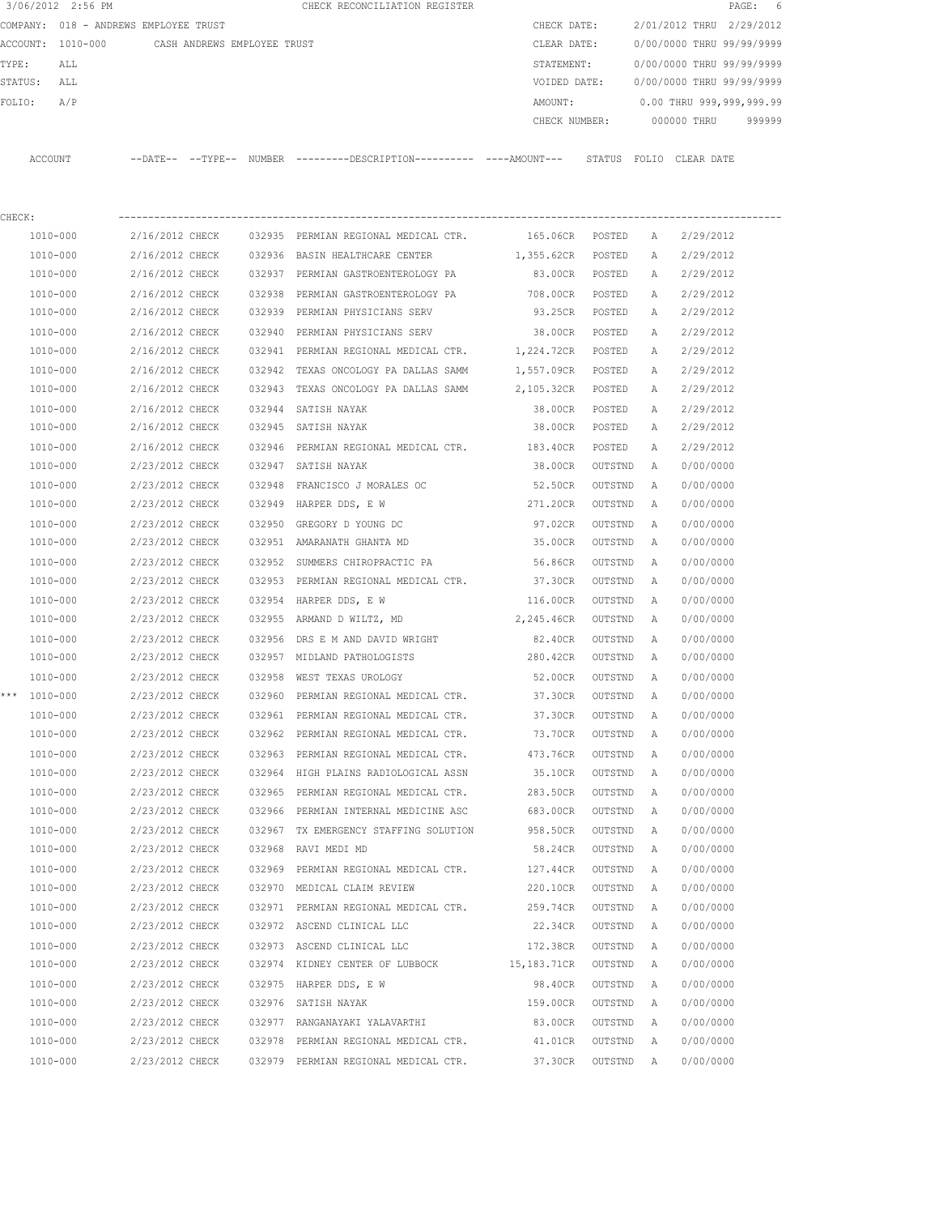3/06/2012 2:56 PM CHECK RECONCILIATION REGISTER

COMPANY: 018 - ANDREWS EMPLOYEE TRUST

ACCOUNT: 1010-000 CASH ANDREWS EMPLOYEE TRUST

TYPE: ALL

STATUS: ALL

FOLIO: A/P

CHECK DATE: 2/01/2012 THRU 2/29/2012

CLEAR DATE: 0/00/0000 THRU 99/99/9999

STATEMENT: 0/00/0000 THRU 99/99/9999

VOIDED DATE: 0/00/0000 THRU 99/99/9999

AMOUNT: 0.00 THRU 999,999,999.99

CHECK NUMBER: 000000 THRU 999999

CHECK:

| | ACCOUNT | --DATE-- | --TYPE-- | NUMBER | ---------DESCRIPTION---------- | ----AMOUNT--- | STATUS | FOLIO | CLEAR DATE |
|---|---|---|---|---|---|---|---|---|---|
| | 1010-000 | 2/16/2012 | CHECK | 032935 | PERMIAN REGIONAL MEDICAL CTR. | 165.06CR | POSTED | A | 2/29/2012 |
| | 1010-000 | 2/16/2012 | CHECK | 032936 | BASIN HEALTHCARE CENTER | 1,355.62CR | POSTED | A | 2/29/2012 |
| | 1010-000 | 2/16/2012 | CHECK | 032937 | PERMIAN GASTROENTEROLOGY PA | 83.00CR | POSTED | A | 2/29/2012 |
| | 1010-000 | 2/16/2012 | CHECK | 032938 | PERMIAN GASTROENTEROLOGY PA | 708.00CR | POSTED | A | 2/29/2012 |
| | 1010-000 | 2/16/2012 | CHECK | 032939 | PERMIAN PHYSICIANS SERV | 93.25CR | POSTED | A | 2/29/2012 |
| | 1010-000 | 2/16/2012 | CHECK | 032940 | PERMIAN PHYSICIANS SERV | 38.00CR | POSTED | A | 2/29/2012 |
| | 1010-000 | 2/16/2012 | CHECK | 032941 | PERMIAN REGIONAL MEDICAL CTR. | 1,224.72CR | POSTED | A | 2/29/2012 |
| | 1010-000 | 2/16/2012 | CHECK | 032942 | TEXAS ONCOLOGY PA DALLAS SAMM | 1,557.09CR | POSTED | A | 2/29/2012 |
| | 1010-000 | 2/16/2012 | CHECK | 032943 | TEXAS ONCOLOGY PA DALLAS SAMM | 2,105.32CR | POSTED | A | 2/29/2012 |
| | 1010-000 | 2/16/2012 | CHECK | 032944 | SATISH NAYAK | 38.00CR | POSTED | A | 2/29/2012 |
| | 1010-000 | 2/16/2012 | CHECK | 032945 | SATISH NAYAK | 38.00CR | POSTED | A | 2/29/2012 |
| | 1010-000 | 2/16/2012 | CHECK | 032946 | PERMIAN REGIONAL MEDICAL CTR. | 183.40CR | POSTED | A | 2/29/2012 |
| | 1010-000 | 2/23/2012 | CHECK | 032947 | SATISH NAYAK | 38.00CR | OUTSTND | A | 0/00/0000 |
| | 1010-000 | 2/23/2012 | CHECK | 032948 | FRANCISCO J MORALES OC | 52.50CR | OUTSTND | A | 0/00/0000 |
| | 1010-000 | 2/23/2012 | CHECK | 032949 | HARPER DDS, E W | 271.20CR | OUTSTND | A | 0/00/0000 |
| | 1010-000 | 2/23/2012 | CHECK | 032950 | GREGORY D YOUNG DC | 97.02CR | OUTSTND | A | 0/00/0000 |
| | 1010-000 | 2/23/2012 | CHECK | 032951 | AMARANATH GHANTA MD | 35.00CR | OUTSTND | A | 0/00/0000 |
| | 1010-000 | 2/23/2012 | CHECK | 032952 | SUMMERS CHIROPRACTIC PA | 56.86CR | OUTSTND | A | 0/00/0000 |
| | 1010-000 | 2/23/2012 | CHECK | 032953 | PERMIAN REGIONAL MEDICAL CTR. | 37.30CR | OUTSTND | A | 0/00/0000 |
| | 1010-000 | 2/23/2012 | CHECK | 032954 | HARPER DDS, E W | 116.00CR | OUTSTND | A | 0/00/0000 |
| | 1010-000 | 2/23/2012 | CHECK | 032955 | ARMAND D WILTZ, MD | 2,245.46CR | OUTSTND | A | 0/00/0000 |
| | 1010-000 | 2/23/2012 | CHECK | 032956 | DRS E M AND DAVID WRIGHT | 82.40CR | OUTSTND | A | 0/00/0000 |
| | 1010-000 | 2/23/2012 | CHECK | 032957 | MIDLAND PATHOLOGISTS | 280.42CR | OUTSTND | A | 0/00/0000 |
| | 1010-000 | 2/23/2012 | CHECK | 032958 | WEST TEXAS UROLOGY | 52.00CR | OUTSTND | A | 0/00/0000 |
| *** | 1010-000 | 2/23/2012 | CHECK | 032960 | PERMIAN REGIONAL MEDICAL CTR. | 37.30CR | OUTSTND | A | 0/00/0000 |
| | 1010-000 | 2/23/2012 | CHECK | 032961 | PERMIAN REGIONAL MEDICAL CTR. | 37.30CR | OUTSTND | A | 0/00/0000 |
| | 1010-000 | 2/23/2012 | CHECK | 032962 | PERMIAN REGIONAL MEDICAL CTR. | 73.70CR | OUTSTND | A | 0/00/0000 |
| | 1010-000 | 2/23/2012 | CHECK | 032963 | PERMIAN REGIONAL MEDICAL CTR. | 473.76CR | OUTSTND | A | 0/00/0000 |
| | 1010-000 | 2/23/2012 | CHECK | 032964 | HIGH PLAINS RADIOLOGICAL ASSN | 35.10CR | OUTSTND | A | 0/00/0000 |
| | 1010-000 | 2/23/2012 | CHECK | 032965 | PERMIAN REGIONAL MEDICAL CTR. | 283.50CR | OUTSTND | A | 0/00/0000 |
| | 1010-000 | 2/23/2012 | CHECK | 032966 | PERMIAN INTERNAL MEDICINE ASC | 683.00CR | OUTSTND | A | 0/00/0000 |
| | 1010-000 | 2/23/2012 | CHECK | 032967 | TX EMERGENCY STAFFING SOLUTION | 958.50CR | OUTSTND | A | 0/00/0000 |
| | 1010-000 | 2/23/2012 | CHECK | 032968 | RAVI MEDI MD | 58.24CR | OUTSTND | A | 0/00/0000 |
| | 1010-000 | 2/23/2012 | CHECK | 032969 | PERMIAN REGIONAL MEDICAL CTR. | 127.44CR | OUTSTND | A | 0/00/0000 |
| | 1010-000 | 2/23/2012 | CHECK | 032970 | MEDICAL CLAIM REVIEW | 220.10CR | OUTSTND | A | 0/00/0000 |
| | 1010-000 | 2/23/2012 | CHECK | 032971 | PERMIAN REGIONAL MEDICAL CTR. | 259.74CR | OUTSTND | A | 0/00/0000 |
| | 1010-000 | 2/23/2012 | CHECK | 032972 | ASCEND CLINICAL LLC | 22.34CR | OUTSTND | A | 0/00/0000 |
| | 1010-000 | 2/23/2012 | CHECK | 032973 | ASCEND CLINICAL LLC | 172.38CR | OUTSTND | A | 0/00/0000 |
| | 1010-000 | 2/23/2012 | CHECK | 032974 | KIDNEY CENTER OF LUBBOCK | 15,183.71CR | OUTSTND | A | 0/00/0000 |
| | 1010-000 | 2/23/2012 | CHECK | 032975 | HARPER DDS, E W | 98.40CR | OUTSTND | A | 0/00/0000 |
| | 1010-000 | 2/23/2012 | CHECK | 032976 | SATISH NAYAK | 159.00CR | OUTSTND | A | 0/00/0000 |
| | 1010-000 | 2/23/2012 | CHECK | 032977 | RANGANAYAKI YALAVARTHI | 83.00CR | OUTSTND | A | 0/00/0000 |
| | 1010-000 | 2/23/2012 | CHECK | 032978 | PERMIAN REGIONAL MEDICAL CTR. | 41.01CR | OUTSTND | A | 0/00/0000 |
| | 1010-000 | 2/23/2012 | CHECK | 032979 | PERMIAN REGIONAL MEDICAL CTR. | 37.30CR | OUTSTND | A | 0/00/0000 |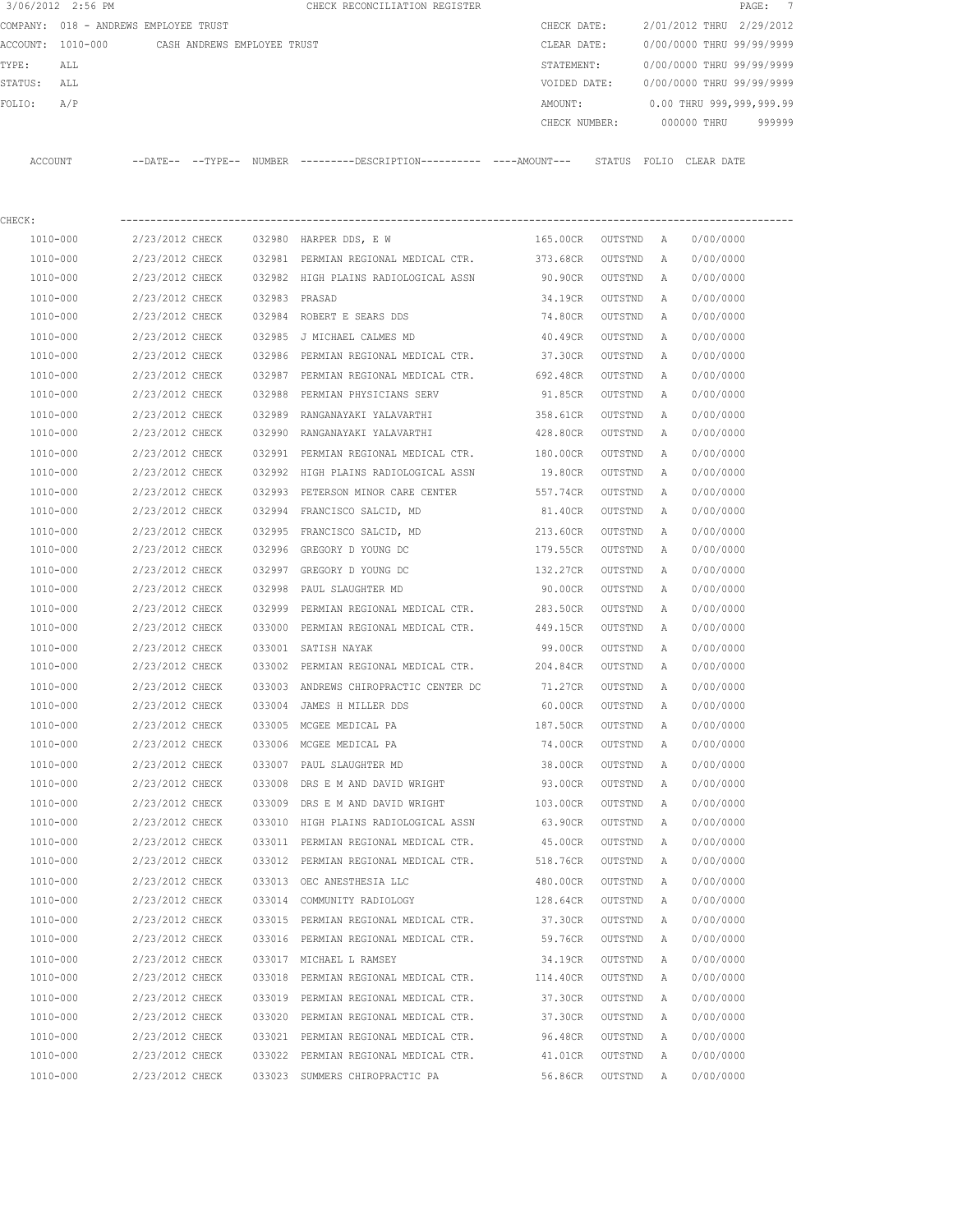3/06/2012 2:56 PM CHECK RECONCILIATION REGISTER

COMPANY: 018 - ANDREWS EMPLOYEE TRUST

ACCOUNT: 1010-000 CASH ANDREWS EMPLOYEE TRUST

TYPE: ALL

STATUS: ALL

FOLIO: A/P

CHECK DATE: 2/01/2012 THRU 2/29/2012

CLEAR DATE: 0/00/0000 THRU 99/99/9999

STATEMENT: 0/00/0000 THRU 99/99/9999

VOIDED DATE: 0/00/0000 THRU 99/99/9999

AMOUNT: 0.00 THRU 999,999,999.99

CHECK NUMBER: 000000 THRU 999999

CHECK:

| ACCOUNT | --DATE-- | --TYPE-- | NUMBER | ---------DESCRIPTION---------- | ----AMOUNT--- | STATUS | FOLIO | CLEAR DATE |
|---|---|---|---|---|---|---|---|---|
| 1010-000 | 2/23/2012 | CHECK | 032980 | HARPER DDS, E W | 165.00CR | OUTSTND | A | 0/00/0000 |
| 1010-000 | 2/23/2012 | CHECK | 032981 | PERMIAN REGIONAL MEDICAL CTR. | 373.68CR | OUTSTND | A | 0/00/0000 |
| 1010-000 | 2/23/2012 | CHECK | 032982 | HIGH PLAINS RADIOLOGICAL ASSN | 90.90CR | OUTSTND | A | 0/00/0000 |
| 1010-000 | 2/23/2012 | CHECK | 032983 | PRASAD | 34.19CR | OUTSTND | A | 0/00/0000 |
| 1010-000 | 2/23/2012 | CHECK | 032984 | ROBERT E SEARS DDS | 74.80CR | OUTSTND | A | 0/00/0000 |
| 1010-000 | 2/23/2012 | CHECK | 032985 | J MICHAEL CALMES MD | 40.49CR | OUTSTND | A | 0/00/0000 |
| 1010-000 | 2/23/2012 | CHECK | 032986 | PERMIAN REGIONAL MEDICAL CTR. | 37.30CR | OUTSTND | A | 0/00/0000 |
| 1010-000 | 2/23/2012 | CHECK | 032987 | PERMIAN REGIONAL MEDICAL CTR. | 692.48CR | OUTSTND | A | 0/00/0000 |
| 1010-000 | 2/23/2012 | CHECK | 032988 | PERMIAN PHYSICIANS SERV | 91.85CR | OUTSTND | A | 0/00/0000 |
| 1010-000 | 2/23/2012 | CHECK | 032989 | RANGANAYAKI YALAVARTHI | 358.61CR | OUTSTND | A | 0/00/0000 |
| 1010-000 | 2/23/2012 | CHECK | 032990 | RANGANAYAKI YALAVARTHI | 428.80CR | OUTSTND | A | 0/00/0000 |
| 1010-000 | 2/23/2012 | CHECK | 032991 | PERMIAN REGIONAL MEDICAL CTR. | 180.00CR | OUTSTND | A | 0/00/0000 |
| 1010-000 | 2/23/2012 | CHECK | 032992 | HIGH PLAINS RADIOLOGICAL ASSN | 19.80CR | OUTSTND | A | 0/00/0000 |
| 1010-000 | 2/23/2012 | CHECK | 032993 | PETERSON MINOR CARE CENTER | 557.74CR | OUTSTND | A | 0/00/0000 |
| 1010-000 | 2/23/2012 | CHECK | 032994 | FRANCISCO SALCID, MD | 81.40CR | OUTSTND | A | 0/00/0000 |
| 1010-000 | 2/23/2012 | CHECK | 032995 | FRANCISCO SALCID, MD | 213.60CR | OUTSTND | A | 0/00/0000 |
| 1010-000 | 2/23/2012 | CHECK | 032996 | GREGORY D YOUNG DC | 179.55CR | OUTSTND | A | 0/00/0000 |
| 1010-000 | 2/23/2012 | CHECK | 032997 | GREGORY D YOUNG DC | 132.27CR | OUTSTND | A | 0/00/0000 |
| 1010-000 | 2/23/2012 | CHECK | 032998 | PAUL SLAUGHTER MD | 90.00CR | OUTSTND | A | 0/00/0000 |
| 1010-000 | 2/23/2012 | CHECK | 032999 | PERMIAN REGIONAL MEDICAL CTR. | 283.50CR | OUTSTND | A | 0/00/0000 |
| 1010-000 | 2/23/2012 | CHECK | 033000 | PERMIAN REGIONAL MEDICAL CTR. | 449.15CR | OUTSTND | A | 0/00/0000 |
| 1010-000 | 2/23/2012 | CHECK | 033001 | SATISH NAYAK | 99.00CR | OUTSTND | A | 0/00/0000 |
| 1010-000 | 2/23/2012 | CHECK | 033002 | PERMIAN REGIONAL MEDICAL CTR. | 204.84CR | OUTSTND | A | 0/00/0000 |
| 1010-000 | 2/23/2012 | CHECK | 033003 | ANDREWS CHIROPRACTIC CENTER DC | 71.27CR | OUTSTND | A | 0/00/0000 |
| 1010-000 | 2/23/2012 | CHECK | 033004 | JAMES H MILLER DDS | 60.00CR | OUTSTND | A | 0/00/0000 |
| 1010-000 | 2/23/2012 | CHECK | 033005 | MCGEE MEDICAL PA | 187.50CR | OUTSTND | A | 0/00/0000 |
| 1010-000 | 2/23/2012 | CHECK | 033006 | MCGEE MEDICAL PA | 74.00CR | OUTSTND | A | 0/00/0000 |
| 1010-000 | 2/23/2012 | CHECK | 033007 | PAUL SLAUGHTER MD | 38.00CR | OUTSTND | A | 0/00/0000 |
| 1010-000 | 2/23/2012 | CHECK | 033008 | DRS E M AND DAVID WRIGHT | 93.00CR | OUTSTND | A | 0/00/0000 |
| 1010-000 | 2/23/2012 | CHECK | 033009 | DRS E M AND DAVID WRIGHT | 103.00CR | OUTSTND | A | 0/00/0000 |
| 1010-000 | 2/23/2012 | CHECK | 033010 | HIGH PLAINS RADIOLOGICAL ASSN | 63.90CR | OUTSTND | A | 0/00/0000 |
| 1010-000 | 2/23/2012 | CHECK | 033011 | PERMIAN REGIONAL MEDICAL CTR. | 45.00CR | OUTSTND | A | 0/00/0000 |
| 1010-000 | 2/23/2012 | CHECK | 033012 | PERMIAN REGIONAL MEDICAL CTR. | 518.76CR | OUTSTND | A | 0/00/0000 |
| 1010-000 | 2/23/2012 | CHECK | 033013 | OEC ANESTHESIA LLC | 480.00CR | OUTSTND | A | 0/00/0000 |
| 1010-000 | 2/23/2012 | CHECK | 033014 | COMMUNITY RADIOLOGY | 128.64CR | OUTSTND | A | 0/00/0000 |
| 1010-000 | 2/23/2012 | CHECK | 033015 | PERMIAN REGIONAL MEDICAL CTR. | 37.30CR | OUTSTND | A | 0/00/0000 |
| 1010-000 | 2/23/2012 | CHECK | 033016 | PERMIAN REGIONAL MEDICAL CTR. | 59.76CR | OUTSTND | A | 0/00/0000 |
| 1010-000 | 2/23/2012 | CHECK | 033017 | MICHAEL L RAMSEY | 34.19CR | OUTSTND | A | 0/00/0000 |
| 1010-000 | 2/23/2012 | CHECK | 033018 | PERMIAN REGIONAL MEDICAL CTR. | 114.40CR | OUTSTND | A | 0/00/0000 |
| 1010-000 | 2/23/2012 | CHECK | 033019 | PERMIAN REGIONAL MEDICAL CTR. | 37.30CR | OUTSTND | A | 0/00/0000 |
| 1010-000 | 2/23/2012 | CHECK | 033020 | PERMIAN REGIONAL MEDICAL CTR. | 37.30CR | OUTSTND | A | 0/00/0000 |
| 1010-000 | 2/23/2012 | CHECK | 033021 | PERMIAN REGIONAL MEDICAL CTR. | 96.48CR | OUTSTND | A | 0/00/0000 |
| 1010-000 | 2/23/2012 | CHECK | 033022 | PERMIAN REGIONAL MEDICAL CTR. | 41.01CR | OUTSTND | A | 0/00/0000 |
| 1010-000 | 2/23/2012 | CHECK | 033023 | SUMMERS CHIROPRACTIC PA | 56.86CR | OUTSTND | A | 0/00/0000 |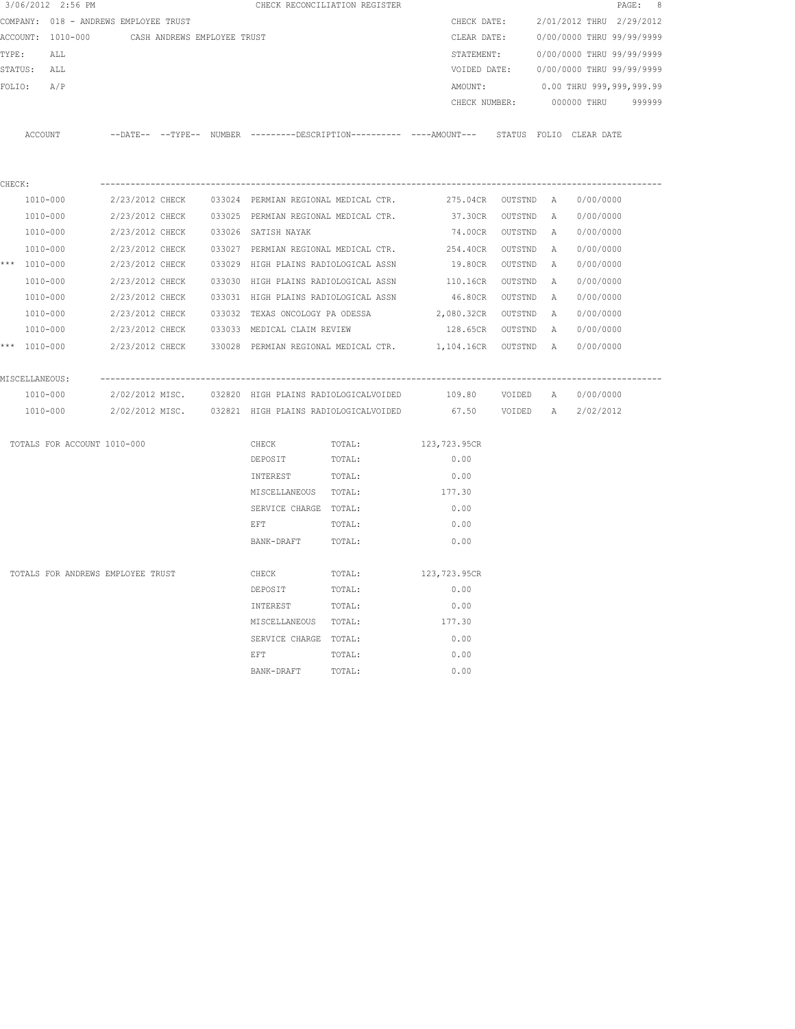3/06/2012 2:56 PM CHECK RECONCILIATION REGISTER

COMPANY: 018 - ANDREWS EMPLOYEE TRUST

ACCOUNT: 1010-000 CASH ANDREWS EMPLOYEE TRUST

TYPE: ALL

STATUS: ALL

FOLIO: A/P

CHECK DATE: 2/01/2012 THRU 2/29/2012

CLEAR DATE: 0/00/0000 THRU 99/99/9999

STATEMENT: 0/00/0000 THRU 99/99/9999

VOIDED DATE: 0/00/0000 THRU 99/99/9999

AMOUNT: 0.00 THRU 999,999,999.99

CHECK NUMBER: 000000 THRU 999999

| | ACCOUNT | --DATE-- | --TYPE-- | NUMBER | ---------DESCRIPTION---------- | ----AMOUNT--- | STATUS | FOLIO | CLEAR DATE |
|---|---|---|---|---|---|---|---|---|---|
| CHECK: | | | | | | | | | |
| | 1010-000 | 2/23/2012 | CHECK | 033024 | PERMIAN REGIONAL MEDICAL CTR. | 275.04CR | OUTSTND | A | 0/00/0000 |
| | 1010-000 | 2/23/2012 | CHECK | 033025 | PERMIAN REGIONAL MEDICAL CTR. | 37.30CR | OUTSTND | A | 0/00/0000 |
| | 1010-000 | 2/23/2012 | CHECK | 033026 | SATISH NAYAK | 74.00CR | OUTSTND | A | 0/00/0000 |
| | 1010-000 | 2/23/2012 | CHECK | 033027 | PERMIAN REGIONAL MEDICAL CTR. | 254.40CR | OUTSTND | A | 0/00/0000 |
| *** | 1010-000 | 2/23/2012 | CHECK | 033029 | HIGH PLAINS RADIOLOGICAL ASSN | 19.80CR | OUTSTND | A | 0/00/0000 |
| | 1010-000 | 2/23/2012 | CHECK | 033030 | HIGH PLAINS RADIOLOGICAL ASSN | 110.16CR | OUTSTND | A | 0/00/0000 |
| | 1010-000 | 2/23/2012 | CHECK | 033031 | HIGH PLAINS RADIOLOGICAL ASSN | 46.80CR | OUTSTND | A | 0/00/0000 |
| | 1010-000 | 2/23/2012 | CHECK | 033032 | TEXAS ONCOLOGY PA ODESSA | 2,080.32CR | OUTSTND | A | 0/00/0000 |
| | 1010-000 | 2/23/2012 | CHECK | 033033 | MEDICAL CLAIM REVIEW | 128.65CR | OUTSTND | A | 0/00/0000 |
| *** | 1010-000 | 2/23/2012 | CHECK | 330028 | PERMIAN REGIONAL MEDICAL CTR. | 1,104.16CR | OUTSTND | A | 0/00/0000 |
| MISCELLANEOUS: | | | | | | | | | |
| | 1010-000 | 2/02/2012 | MISC. | 032820 | HIGH PLAINS RADIOLOGICALVOIDED | 109.80 | VOIDED | A | 0/00/0000 |
| | 1010-000 | 2/02/2012 | MISC. | 032821 | HIGH PLAINS RADIOLOGICALVOIDED | 67.50 | VOIDED | A | 2/02/2012 |

| TOTALS FOR ACCOUNT 1010-000 | | | |
|---|---|---|---|
| | CHECK | TOTAL: | 123,723.95CR |
| | DEPOSIT | TOTAL: | 0.00 |
| | INTEREST | TOTAL: | 0.00 |
| | MISCELLANEOUS | TOTAL: | 177.30 |
| | SERVICE CHARGE | TOTAL: | 0.00 |
| | EFT | TOTAL: | 0.00 |
| | BANK-DRAFT | TOTAL: | 0.00 |

| TOTALS FOR ANDREWS EMPLOYEE TRUST | | | |
|---|---|---|---|
| | CHECK | TOTAL: | 123,723.95CR |
| | DEPOSIT | TOTAL: | 0.00 |
| | INTEREST | TOTAL: | 0.00 |
| | MISCELLANEOUS | TOTAL: | 177.30 |
| | SERVICE CHARGE | TOTAL: | 0.00 |
| | EFT | TOTAL: | 0.00 |
| | BANK-DRAFT | TOTAL: | 0.00 |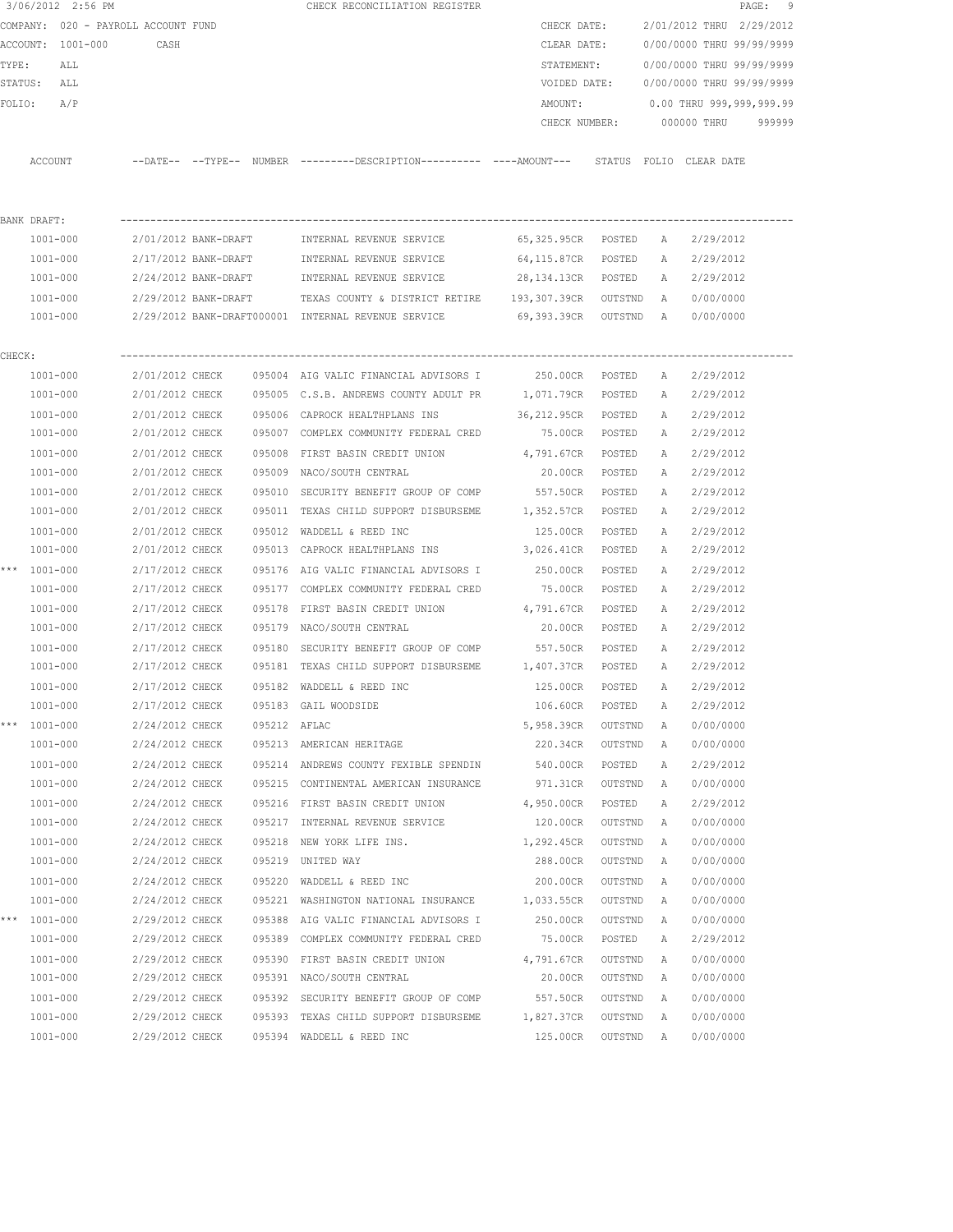3/06/2012 2:56 PM CHECK RECONCILIATION REGISTER

COMPANY: 020 - PAYROLL ACCOUNT FUND
ACCOUNT: 1001-000 CASH
TYPE: ALL
STATUS: ALL
FOLIO: A/P

CHECK DATE: 2/01/2012 THRU 2/29/2012
CLEAR DATE: 0/00/0000 THRU 99/99/9999
STATEMENT: 0/00/0000 THRU 99/99/9999
VOIDED DATE: 0/00/0000 THRU 99/99/9999
AMOUNT: 0.00 THRU 999,999,999.99
CHECK NUMBER: 000000 THRU 999999

| ACCOUNT | --DATE-- | --TYPE-- | NUMBER | ---------DESCRIPTION---------- | ----AMOUNT--- | STATUS | FOLIO | CLEAR DATE |
|---|---|---|---|---|---|---|---|---|
| **BANK DRAFT:** | | | | | | | | |
| 1001-000 | 2/01/2012 | BANK-DRAFT | | INTERNAL REVENUE SERVICE | 65,325.95CR | POSTED | A | 2/29/2012 |
| 1001-000 | 2/17/2012 | BANK-DRAFT | | INTERNAL REVENUE SERVICE | 64,115.87CR | POSTED | A | 2/29/2012 |
| 1001-000 | 2/24/2012 | BANK-DRAFT | | INTERNAL REVENUE SERVICE | 28,134.13CR | POSTED | A | 2/29/2012 |
| 1001-000 | 2/29/2012 | BANK-DRAFT | | TEXAS COUNTY & DISTRICT RETIRE | 193,307.39CR | OUTSTND | A | 0/00/0000 |
| 1001-000 | 2/29/2012 | BANK-DRAFT | 000001 | INTERNAL REVENUE SERVICE | 69,393.39CR | OUTSTND | A | 0/00/0000 |
| **CHECK:** | | | | | | | | |
| 1001-000 | 2/01/2012 | CHECK | 095004 | AIG VALIC FINANCIAL ADVISORS I | 250.00CR | POSTED | A | 2/29/2012 |
| 1001-000 | 2/01/2012 | CHECK | 095005 | C.S.B. ANDREWS COUNTY ADULT PR | 1,071.79CR | POSTED | A | 2/29/2012 |
| 1001-000 | 2/01/2012 | CHECK | 095006 | CAPROCK HEALTHPLANS INS | 36,212.95CR | POSTED | A | 2/29/2012 |
| 1001-000 | 2/01/2012 | CHECK | 095007 | COMPLEX COMMUNITY FEDERAL CRED | 75.00CR | POSTED | A | 2/29/2012 |
| 1001-000 | 2/01/2012 | CHECK | 095008 | FIRST BASIN CREDIT UNION | 4,791.67CR | POSTED | A | 2/29/2012 |
| 1001-000 | 2/01/2012 | CHECK | 095009 | NACO/SOUTH CENTRAL | 20.00CR | POSTED | A | 2/29/2012 |
| 1001-000 | 2/01/2012 | CHECK | 095010 | SECURITY BENEFIT GROUP OF COMP | 557.50CR | POSTED | A | 2/29/2012 |
| 1001-000 | 2/01/2012 | CHECK | 095011 | TEXAS CHILD SUPPORT DISBURSEME | 1,352.57CR | POSTED | A | 2/29/2012 |
| 1001-000 | 2/01/2012 | CHECK | 095012 | WADDELL & REED INC | 125.00CR | POSTED | A | 2/29/2012 |
| 1001-000 | 2/01/2012 | CHECK | 095013 | CAPROCK HEALTHPLANS INS | 3,026.41CR | POSTED | A | 2/29/2012 |
| *** 1001-000 | 2/17/2012 | CHECK | 095176 | AIG VALIC FINANCIAL ADVISORS I | 250.00CR | POSTED | A | 2/29/2012 |
| 1001-000 | 2/17/2012 | CHECK | 095177 | COMPLEX COMMUNITY FEDERAL CRED | 75.00CR | POSTED | A | 2/29/2012 |
| 1001-000 | 2/17/2012 | CHECK | 095178 | FIRST BASIN CREDIT UNION | 4,791.67CR | POSTED | A | 2/29/2012 |
| 1001-000 | 2/17/2012 | CHECK | 095179 | NACO/SOUTH CENTRAL | 20.00CR | POSTED | A | 2/29/2012 |
| 1001-000 | 2/17/2012 | CHECK | 095180 | SECURITY BENEFIT GROUP OF COMP | 557.50CR | POSTED | A | 2/29/2012 |
| 1001-000 | 2/17/2012 | CHECK | 095181 | TEXAS CHILD SUPPORT DISBURSEME | 1,407.37CR | POSTED | A | 2/29/2012 |
| 1001-000 | 2/17/2012 | CHECK | 095182 | WADDELL & REED INC | 125.00CR | POSTED | A | 2/29/2012 |
| 1001-000 | 2/17/2012 | CHECK | 095183 | GAIL WOODSIDE | 106.60CR | POSTED | A | 2/29/2012 |
| *** 1001-000 | 2/24/2012 | CHECK | 095212 | AFLAC | 5,958.39CR | OUTSTND | A | 0/00/0000 |
| 1001-000 | 2/24/2012 | CHECK | 095213 | AMERICAN HERITAGE | 220.34CR | OUTSTND | A | 0/00/0000 |
| 1001-000 | 2/24/2012 | CHECK | 095214 | ANDREWS COUNTY FEXIBLE SPENDIN | 540.00CR | POSTED | A | 2/29/2012 |
| 1001-000 | 2/24/2012 | CHECK | 095215 | CONTINENTAL AMERICAN INSURANCE | 971.31CR | OUTSTND | A | 0/00/0000 |
| 1001-000 | 2/24/2012 | CHECK | 095216 | FIRST BASIN CREDIT UNION | 4,950.00CR | POSTED | A | 2/29/2012 |
| 1001-000 | 2/24/2012 | CHECK | 095217 | INTERNAL REVENUE SERVICE | 120.00CR | OUTSTND | A | 0/00/0000 |
| 1001-000 | 2/24/2012 | CHECK | 095218 | NEW YORK LIFE INS. | 1,292.45CR | OUTSTND | A | 0/00/0000 |
| 1001-000 | 2/24/2012 | CHECK | 095219 | UNITED WAY | 288.00CR | OUTSTND | A | 0/00/0000 |
| 1001-000 | 2/24/2012 | CHECK | 095220 | WADDELL & REED INC | 200.00CR | OUTSTND | A | 0/00/0000 |
| 1001-000 | 2/24/2012 | CHECK | 095221 | WASHINGTON NATIONAL INSURANCE | 1,033.55CR | OUTSTND | A | 0/00/0000 |
| *** 1001-000 | 2/29/2012 | CHECK | 095388 | AIG VALIC FINANCIAL ADVISORS I | 250.00CR | OUTSTND | A | 0/00/0000 |
| 1001-000 | 2/29/2012 | CHECK | 095389 | COMPLEX COMMUNITY FEDERAL CRED | 75.00CR | POSTED | A | 2/29/2012 |
| 1001-000 | 2/29/2012 | CHECK | 095390 | FIRST BASIN CREDIT UNION | 4,791.67CR | OUTSTND | A | 0/00/0000 |
| 1001-000 | 2/29/2012 | CHECK | 095391 | NACO/SOUTH CENTRAL | 20.00CR | OUTSTND | A | 0/00/0000 |
| 1001-000 | 2/29/2012 | CHECK | 095392 | SECURITY BENEFIT GROUP OF COMP | 557.50CR | OUTSTND | A | 0/00/0000 |
| 1001-000 | 2/29/2012 | CHECK | 095393 | TEXAS CHILD SUPPORT DISBURSEME | 1,827.37CR | OUTSTND | A | 0/00/0000 |
| 1001-000 | 2/29/2012 | CHECK | 095394 | WADDELL & REED INC | 125.00CR | OUTSTND | A | 0/00/0000 |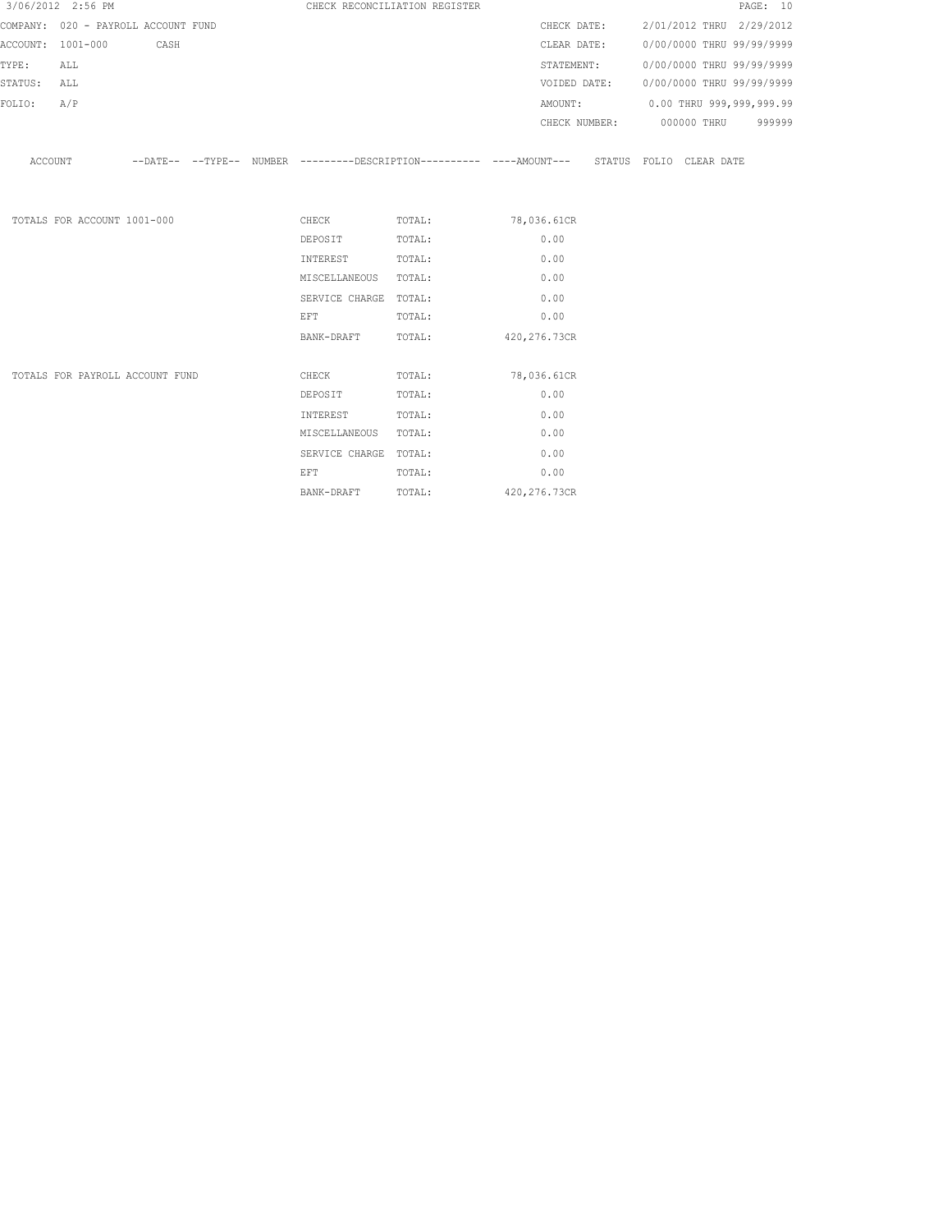3/06/2012 2:56 PM CHECK RECONCILIATION REGISTER

COMPANY: 020 - PAYROLL ACCOUNT FUND

ACCOUNT: 1001-000 CASH

TYPE: ALL

STATUS: ALL

FOLIO: A/P

CHECK DATE: 2/01/2012 THRU 2/29/2012

CLEAR DATE: 0/00/0000 THRU 99/99/9999

STATEMENT: 0/00/0000 THRU 99/99/9999

VOIDED DATE: 0/00/0000 THRU 99/99/9999

AMOUNT: 0.00 THRU 999,999,999.99

CHECK NUMBER: 000000 THRU 999999

| ACCOUNT | --DATE-- | --TYPE-- | NUMBER | ---------DESCRIPTION---------- | ----AMOUNT--- | STATUS | FOLIO | CLEAR DATE |
|---|---|---|---|---|---|---|---|---|

| | | | |
|---|---|---|---|
| TOTALS FOR ACCOUNT 1001-000 | CHECK | TOTAL: | 78,036.61CR |
| | DEPOSIT | TOTAL: | 0.00 |
| | INTEREST | TOTAL: | 0.00 |
| | MISCELLANEOUS | TOTAL: | 0.00 |
| | SERVICE CHARGE | TOTAL: | 0.00 |
| | EFT | TOTAL: | 0.00 |
| | BANK-DRAFT | TOTAL: | 420,276.73CR |
| TOTALS FOR PAYROLL ACCOUNT FUND | CHECK | TOTAL: | 78,036.61CR |
| | DEPOSIT | TOTAL: | 0.00 |
| | INTEREST | TOTAL: | 0.00 |
| | MISCELLANEOUS | TOTAL: | 0.00 |
| | SERVICE CHARGE | TOTAL: | 0.00 |
| | EFT | TOTAL: | 0.00 |
| | BANK-DRAFT | TOTAL: | 420,276.73CR |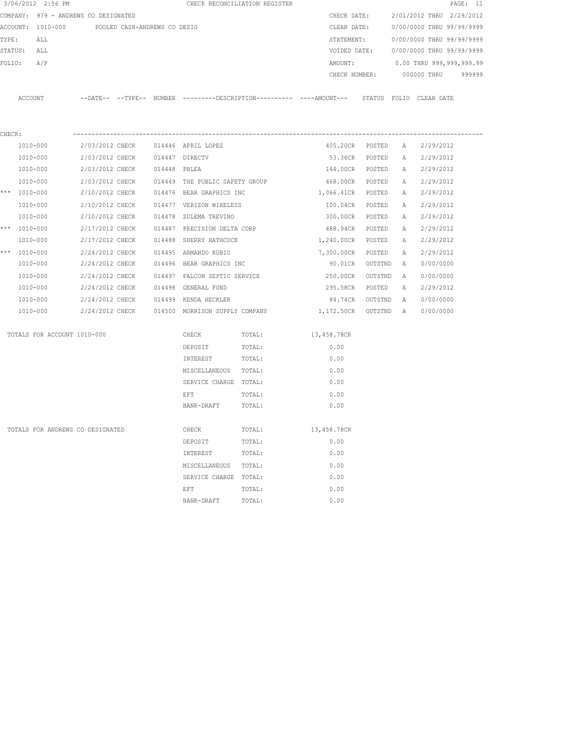3/06/2012 2:56 PM CHECK RECONCILIATION REGISTER PAGE: 11

COMPANY: 979 - ANDREWS CO DESIGNATED
ACCOUNT: 1010-000 POOLED CASH-ANDREWS CO DESIG
TYPE: ALL
STATUS: ALL
FOLIO: A/P

CHECK DATE: 2/01/2012 THRU 2/29/2012
CLEAR DATE: 0/00/0000 THRU 99/99/9999
STATEMENT: 0/00/0000 THRU 99/99/9999
VOIDED DATE: 0/00/0000 THRU 99/99/9999
AMOUNT: 0.00 THRU 999,999,999.99
CHECK NUMBER: 000000 THRU 999999

CHECK:

| | ACCOUNT | DATE | TYPE | NUMBER | DESCRIPTION | AMOUNT | STATUS | FOLIO | CLEAR DATE |
|---|---|---|---|---|---|---|---|---|---|
| | 1010-000 | 2/03/2012 | CHECK | 014446 | APRIL LOPEZ | 405.20CR | POSTED | A | 2/29/2012 |
| | 1010-000 | 2/03/2012 | CHECK | 014447 | DIRECTV | 53.36CR | POSTED | A | 2/29/2012 |
| | 1010-000 | 2/03/2012 | CHECK | 014448 | PBLEA | 144.00CR | POSTED | A | 2/29/2012 |
| | 1010-000 | 2/03/2012 | CHECK | 014449 | THE PUBLIC SAFETY GROUP | 468.00CR | POSTED | A | 2/29/2012 |
| *** | 1010-000 | 2/10/2012 | CHECK | 014476 | BEAR GRAPHICS INC | 1,066.41CR | POSTED | A | 2/29/2012 |
| | 1010-000 | 2/10/2012 | CHECK | 014477 | VERIZON WIRELESS | 100.04CR | POSTED | A | 2/29/2012 |
| | 1010-000 | 2/10/2012 | CHECK | 014478 | ZULEMA TREVINO | 300.00CR | POSTED | A | 2/29/2012 |
| *** | 1010-000 | 2/17/2012 | CHECK | 014487 | PRECISION DELTA CORP | 488.94CR | POSTED | A | 2/29/2012 |
| | 1010-000 | 2/17/2012 | CHECK | 014488 | SHERRY HATHCOCK | 1,240.00CR | POSTED | A | 2/29/2012 |
| *** | 1010-000 | 2/24/2012 | CHECK | 014495 | ARMANDO RUBIO | 7,300.00CR | POSTED | A | 2/29/2012 |
| | 1010-000 | 2/24/2012 | CHECK | 014496 | BEAR GRAPHICS INC | 90.01CR | OUTSTND | A | 0/00/0000 |
| | 1010-000 | 2/24/2012 | CHECK | 014497 | FALCON SEPTIC SERVICE | 250.00CR | OUTSTND | A | 0/00/0000 |
| | 1010-000 | 2/24/2012 | CHECK | 014498 | GENERAL FUND | 295.58CR | POSTED | A | 2/29/2012 |
| | 1010-000 | 2/24/2012 | CHECK | 014499 | KENDA HECKLER | 84.74CR | OUTSTND | A | 0/00/0000 |
| | 1010-000 | 2/24/2012 | CHECK | 014500 | MORRISON SUPPLY COMPANY | 1,172.50CR | OUTSTND | A | 0/00/0000 |

| TOTALS FOR ACCOUNT 1010-000 | | | |
|---|---|---|---|
| | CHECK | TOTAL: | 13,458.78CR |
| | DEPOSIT | TOTAL: | 0.00 |
| | INTEREST | TOTAL: | 0.00 |
| | MISCELLANEOUS | TOTAL: | 0.00 |
| | SERVICE CHARGE | TOTAL: | 0.00 |
| | EFT | TOTAL: | 0.00 |
| | BANK-DRAFT | TOTAL: | 0.00 |

| TOTALS FOR ANDREWS CO DESIGNATED | | | |
|---|---|---|---|
| | CHECK | TOTAL: | 13,458.78CR |
| | DEPOSIT | TOTAL: | 0.00 |
| | INTEREST | TOTAL: | 0.00 |
| | MISCELLANEOUS | TOTAL: | 0.00 |
| | SERVICE CHARGE | TOTAL: | 0.00 |
| | EFT | TOTAL: | 0.00 |
| | BANK-DRAFT | TOTAL: | 0.00 |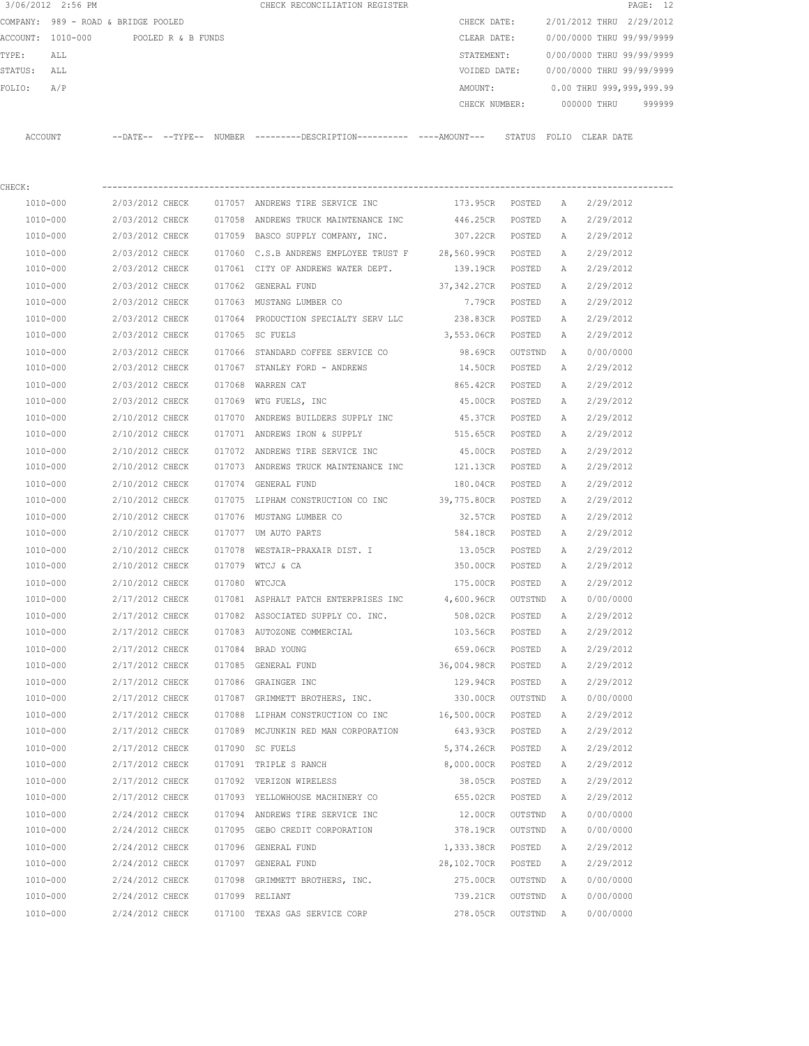3/06/2012 2:56 PM CHECK RECONCILIATION REGISTER

COMPANY: 989 - ROAD & BRIDGE POOLED
ACCOUNT: 1010-000 POOLED R & B FUNDS
TYPE: ALL
STATUS: ALL
FOLIO: A/P

CHECK DATE: 2/01/2012 THRU 2/29/2012
CLEAR DATE: 0/00/0000 THRU 99/99/9999
STATEMENT: 0/00/0000 THRU 99/99/9999
VOIDED DATE: 0/00/0000 THRU 99/99/9999
AMOUNT: 0.00 THRU 999,999,999.99
CHECK NUMBER: 000000 THRU 999999

CHECK:

| ACCOUNT | --DATE-- | --TYPE-- | NUMBER | ---------DESCRIPTION---------- | ----AMOUNT--- | STATUS | FOLIO | CLEAR DATE |
|---|---|---|---|---|---|---|---|---|
| 1010-000 | 2/03/2012 | CHECK | 017057 | ANDREWS TIRE SERVICE INC | 173.95CR | POSTED | A | 2/29/2012 |
| 1010-000 | 2/03/2012 | CHECK | 017058 | ANDREWS TRUCK MAINTENANCE INC | 446.25CR | POSTED | A | 2/29/2012 |
| 1010-000 | 2/03/2012 | CHECK | 017059 | BASCO SUPPLY COMPANY, INC. | 307.22CR | POSTED | A | 2/29/2012 |
| 1010-000 | 2/03/2012 | CHECK | 017060 | C.S.B ANDREWS EMPLOYEE TRUST F | 28,560.99CR | POSTED | A | 2/29/2012 |
| 1010-000 | 2/03/2012 | CHECK | 017061 | CITY OF ANDREWS WATER DEPT. | 139.19CR | POSTED | A | 2/29/2012 |
| 1010-000 | 2/03/2012 | CHECK | 017062 | GENERAL FUND | 37,342.27CR | POSTED | A | 2/29/2012 |
| 1010-000 | 2/03/2012 | CHECK | 017063 | MUSTANG LUMBER CO | 7.79CR | POSTED | A | 2/29/2012 |
| 1010-000 | 2/03/2012 | CHECK | 017064 | PRODUCTION SPECIALTY SERV LLC | 238.83CR | POSTED | A | 2/29/2012 |
| 1010-000 | 2/03/2012 | CHECK | 017065 | SC FUELS | 3,553.06CR | POSTED | A | 2/29/2012 |
| 1010-000 | 2/03/2012 | CHECK | 017066 | STANDARD COFFEE SERVICE CO | 98.69CR | OUTSTND | A | 0/00/0000 |
| 1010-000 | 2/03/2012 | CHECK | 017067 | STANLEY FORD - ANDREWS | 14.50CR | POSTED | A | 2/29/2012 |
| 1010-000 | 2/03/2012 | CHECK | 017068 | WARREN CAT | 865.42CR | POSTED | A | 2/29/2012 |
| 1010-000 | 2/03/2012 | CHECK | 017069 | WTG FUELS, INC | 45.00CR | POSTED | A | 2/29/2012 |
| 1010-000 | 2/10/2012 | CHECK | 017070 | ANDREWS BUILDERS SUPPLY INC | 45.37CR | POSTED | A | 2/29/2012 |
| 1010-000 | 2/10/2012 | CHECK | 017071 | ANDREWS IRON & SUPPLY | 515.65CR | POSTED | A | 2/29/2012 |
| 1010-000 | 2/10/2012 | CHECK | 017072 | ANDREWS TIRE SERVICE INC | 45.00CR | POSTED | A | 2/29/2012 |
| 1010-000 | 2/10/2012 | CHECK | 017073 | ANDREWS TRUCK MAINTENANCE INC | 121.13CR | POSTED | A | 2/29/2012 |
| 1010-000 | 2/10/2012 | CHECK | 017074 | GENERAL FUND | 180.04CR | POSTED | A | 2/29/2012 |
| 1010-000 | 2/10/2012 | CHECK | 017075 | LIPHAM CONSTRUCTION CO INC | 39,775.80CR | POSTED | A | 2/29/2012 |
| 1010-000 | 2/10/2012 | CHECK | 017076 | MUSTANG LUMBER CO | 32.57CR | POSTED | A | 2/29/2012 |
| 1010-000 | 2/10/2012 | CHECK | 017077 | UM AUTO PARTS | 584.18CR | POSTED | A | 2/29/2012 |
| 1010-000 | 2/10/2012 | CHECK | 017078 | WESTAIR-PRAXAIR DIST. I | 13.05CR | POSTED | A | 2/29/2012 |
| 1010-000 | 2/10/2012 | CHECK | 017079 | WTCJ & CA | 350.00CR | POSTED | A | 2/29/2012 |
| 1010-000 | 2/10/2012 | CHECK | 017080 | WTCJCA | 175.00CR | POSTED | A | 2/29/2012 |
| 1010-000 | 2/17/2012 | CHECK | 017081 | ASPHALT PATCH ENTERPRISES INC | 4,600.96CR | OUTSTND | A | 0/00/0000 |
| 1010-000 | 2/17/2012 | CHECK | 017082 | ASSOCIATED SUPPLY CO. INC. | 508.02CR | POSTED | A | 2/29/2012 |
| 1010-000 | 2/17/2012 | CHECK | 017083 | AUTOZONE COMMERCIAL | 103.56CR | POSTED | A | 2/29/2012 |
| 1010-000 | 2/17/2012 | CHECK | 017084 | BRAD YOUNG | 659.06CR | POSTED | A | 2/29/2012 |
| 1010-000 | 2/17/2012 | CHECK | 017085 | GENERAL FUND | 36,004.98CR | POSTED | A | 2/29/2012 |
| 1010-000 | 2/17/2012 | CHECK | 017086 | GRAINGER INC | 129.94CR | POSTED | A | 2/29/2012 |
| 1010-000 | 2/17/2012 | CHECK | 017087 | GRIMMETT BROTHERS, INC. | 330.00CR | OUTSTND | A | 0/00/0000 |
| 1010-000 | 2/17/2012 | CHECK | 017088 | LIPHAM CONSTRUCTION CO INC | 16,500.00CR | POSTED | A | 2/29/2012 |
| 1010-000 | 2/17/2012 | CHECK | 017089 | MCJUNKIN RED MAN CORPORATION | 643.93CR | POSTED | A | 2/29/2012 |
| 1010-000 | 2/17/2012 | CHECK | 017090 | SC FUELS | 5,374.26CR | POSTED | A | 2/29/2012 |
| 1010-000 | 2/17/2012 | CHECK | 017091 | TRIPLE S RANCH | 8,000.00CR | POSTED | A | 2/29/2012 |
| 1010-000 | 2/17/2012 | CHECK | 017092 | VERIZON WIRELESS | 38.05CR | POSTED | A | 2/29/2012 |
| 1010-000 | 2/17/2012 | CHECK | 017093 | YELLOWHOUSE MACHINERY CO | 655.02CR | POSTED | A | 2/29/2012 |
| 1010-000 | 2/24/2012 | CHECK | 017094 | ANDREWS TIRE SERVICE INC | 12.00CR | OUTSTND | A | 0/00/0000 |
| 1010-000 | 2/24/2012 | CHECK | 017095 | GEBO CREDIT CORPORATION | 378.19CR | OUTSTND | A | 0/00/0000 |
| 1010-000 | 2/24/2012 | CHECK | 017096 | GENERAL FUND | 1,333.38CR | POSTED | A | 2/29/2012 |
| 1010-000 | 2/24/2012 | CHECK | 017097 | GENERAL FUND | 28,102.70CR | POSTED | A | 2/29/2012 |
| 1010-000 | 2/24/2012 | CHECK | 017098 | GRIMMETT BROTHERS, INC. | 275.00CR | OUTSTND | A | 0/00/0000 |
| 1010-000 | 2/24/2012 | CHECK | 017099 | RELIANT | 739.21CR | OUTSTND | A | 0/00/0000 |
| 1010-000 | 2/24/2012 | CHECK | 017100 | TEXAS GAS SERVICE CORP | 278.05CR | OUTSTND | A | 0/00/0000 |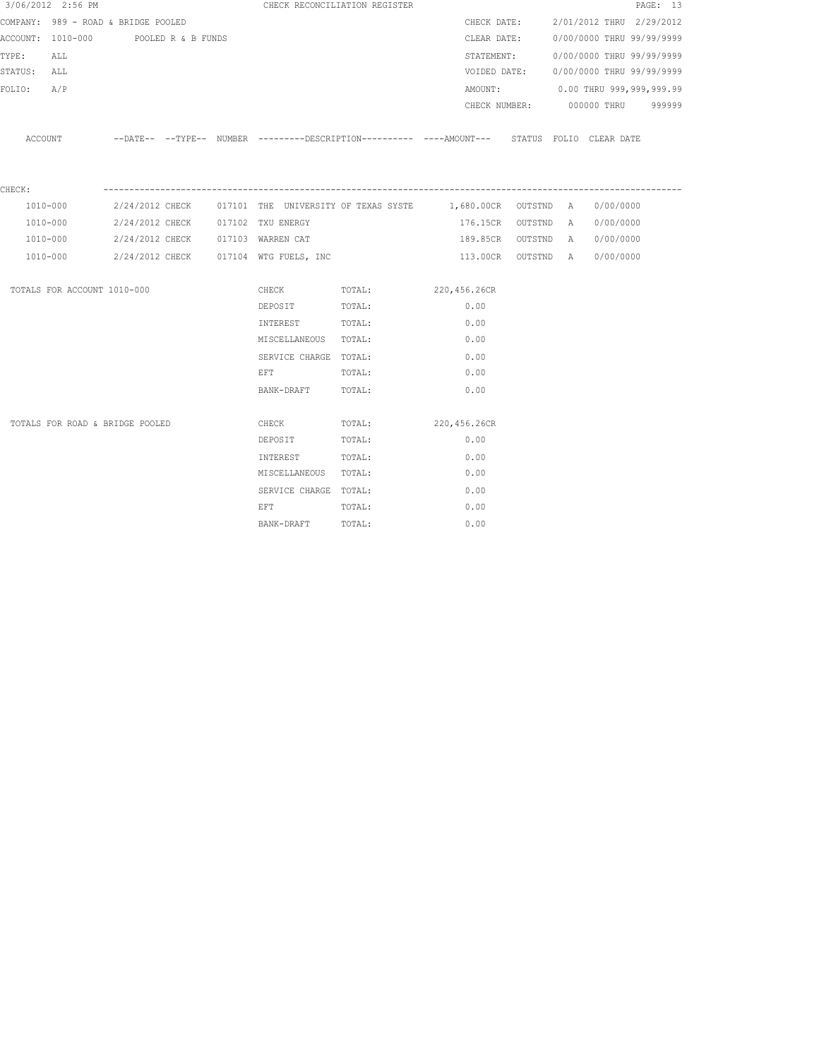3/06/2012 2:56 PM CHECK RECONCILIATION REGISTER

COMPANY: 989 - ROAD & BRIDGE POOLED

ACCOUNT: 1010-000 POOLED R & B FUNDS

TYPE: ALL

STATUS: ALL

FOLIO: A/P

CHECK DATE: 2/01/2012 THRU 2/29/2012

CLEAR DATE: 0/00/0000 THRU 99/99/9999

STATEMENT: 0/00/0000 THRU 99/99/9999

VOIDED DATE: 0/00/0000 THRU 99/99/9999

AMOUNT: 0.00 THRU 999,999,999.99

CHECK NUMBER: 000000 THRU 999999

| ACCOUNT | --DATE-- | --TYPE-- | NUMBER | ---------DESCRIPTION---------- | ----AMOUNT--- | STATUS | FOLIO | CLEAR DATE |
|---|---|---|---|---|---|---|---|---|
| CHECK: | | | | | | | | |
| 1010-000 | 2/24/2012 | CHECK | 017101 | THE UNIVERSITY OF TEXAS SYSTE | 1,680.00CR | OUTSTND | A | 0/00/0000 |
| 1010-000 | 2/24/2012 | CHECK | 017102 | TXU ENERGY | 176.15CR | OUTSTND | A | 0/00/0000 |
| 1010-000 | 2/24/2012 | CHECK | 017103 | WARREN CAT | 189.85CR | OUTSTND | A | 0/00/0000 |
| 1010-000 | 2/24/2012 | CHECK | 017104 | WTG FUELS, INC | 113.00CR | OUTSTND | A | 0/00/0000 |

| | | | |
|---|---|---|---|
| TOTALS FOR ACCOUNT 1010-000 | CHECK | TOTAL: | 220,456.26CR |
| | DEPOSIT | TOTAL: | 0.00 |
| | INTEREST | TOTAL: | 0.00 |
| | MISCELLANEOUS | TOTAL: | 0.00 |
| | SERVICE CHARGE | TOTAL: | 0.00 |
| | EFT | TOTAL: | 0.00 |
| | BANK-DRAFT | TOTAL: | 0.00 |
| TOTALS FOR ROAD & BRIDGE POOLED | CHECK | TOTAL: | 220,456.26CR |
| | DEPOSIT | TOTAL: | 0.00 |
| | INTEREST | TOTAL: | 0.00 |
| | MISCELLANEOUS | TOTAL: | 0.00 |
| | SERVICE CHARGE | TOTAL: | 0.00 |
| | EFT | TOTAL: | 0.00 |
| | BANK-DRAFT | TOTAL: | 0.00 |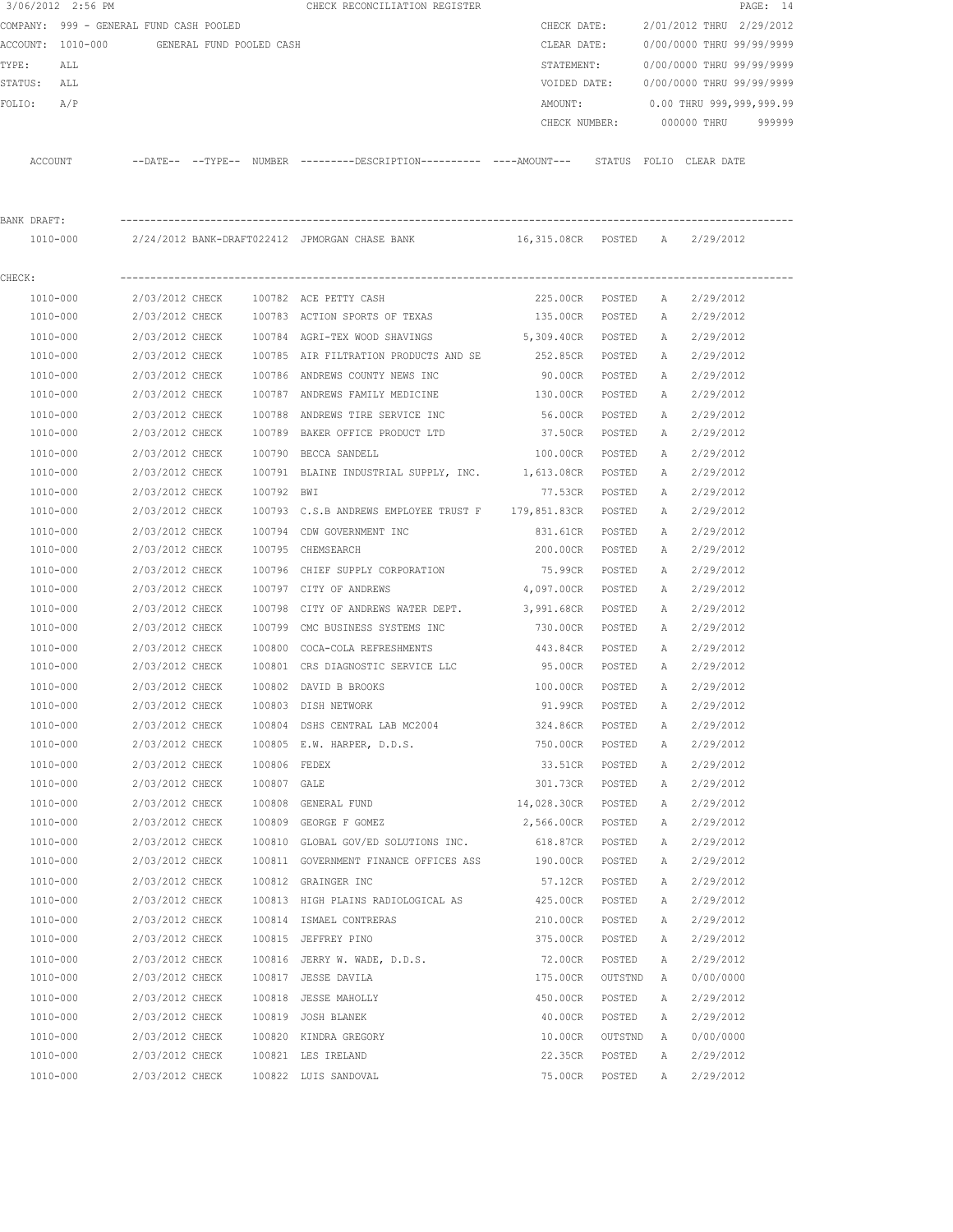3/06/2012 2:56 PM CHECK RECONCILIATION REGISTER

COMPANY: 999 - GENERAL FUND CASH POOLED    CHECK DATE: 2/01/2012 THRU 2/29/2012
ACCOUNT: 1010-000 GENERAL FUND POOLED CASH    CLEAR DATE: 0/00/0000 THRU 99/99/9999
TYPE: ALL    STATEMENT: 0/00/0000 THRU 99/99/9999
STATUS: ALL    VOIDED DATE: 0/00/0000 THRU 99/99/9999
FOLIO: A/P    AMOUNT: 0.00 THRU 999,999,999.99
CHECK NUMBER: 000000 THRU 999999

| ACCOUNT | --DATE-- | --TYPE-- | NUMBER | ---------DESCRIPTION---------- | ----AMOUNT--- | STATUS | FOLIO | CLEAR DATE |
|---|---|---|---|---|---|---|---|---|
| **BANK DRAFT:** | | | | | | | | |
| 1010-000 | 2/24/2012 | BANK-DRAFT | 022412 | JPMORGAN CHASE BANK | 16,315.08CR | POSTED | A | 2/29/2012 |
| **CHECK:** | | | | | | | | |
| 1010-000 | 2/03/2012 | CHECK | 100782 | ACE PETTY CASH | 225.00CR | POSTED | A | 2/29/2012 |
| 1010-000 | 2/03/2012 | CHECK | 100783 | ACTION SPORTS OF TEXAS | 135.00CR | POSTED | A | 2/29/2012 |
| 1010-000 | 2/03/2012 | CHECK | 100784 | AGRI-TEX WOOD SHAVINGS | 5,309.40CR | POSTED | A | 2/29/2012 |
| 1010-000 | 2/03/2012 | CHECK | 100785 | AIR FILTRATION PRODUCTS AND SE | 252.85CR | POSTED | A | 2/29/2012 |
| 1010-000 | 2/03/2012 | CHECK | 100786 | ANDREWS COUNTY NEWS INC | 90.00CR | POSTED | A | 2/29/2012 |
| 1010-000 | 2/03/2012 | CHECK | 100787 | ANDREWS FAMILY MEDICINE | 130.00CR | POSTED | A | 2/29/2012 |
| 1010-000 | 2/03/2012 | CHECK | 100788 | ANDREWS TIRE SERVICE INC | 56.00CR | POSTED | A | 2/29/2012 |
| 1010-000 | 2/03/2012 | CHECK | 100789 | BAKER OFFICE PRODUCT LTD | 37.50CR | POSTED | A | 2/29/2012 |
| 1010-000 | 2/03/2012 | CHECK | 100790 | BECCA SANDELL | 100.00CR | POSTED | A | 2/29/2012 |
| 1010-000 | 2/03/2012 | CHECK | 100791 | BLAINE INDUSTRIAL SUPPLY, INC. | 1,613.08CR | POSTED | A | 2/29/2012 |
| 1010-000 | 2/03/2012 | CHECK | 100792 | BWI | 77.53CR | POSTED | A | 2/29/2012 |
| 1010-000 | 2/03/2012 | CHECK | 100793 | C.S.B ANDREWS EMPLOYEE TRUST F | 179,851.83CR | POSTED | A | 2/29/2012 |
| 1010-000 | 2/03/2012 | CHECK | 100794 | CDW GOVERNMENT INC | 831.61CR | POSTED | A | 2/29/2012 |
| 1010-000 | 2/03/2012 | CHECK | 100795 | CHEMSEARCH | 200.00CR | POSTED | A | 2/29/2012 |
| 1010-000 | 2/03/2012 | CHECK | 100796 | CHIEF SUPPLY CORPORATION | 75.99CR | POSTED | A | 2/29/2012 |
| 1010-000 | 2/03/2012 | CHECK | 100797 | CITY OF ANDREWS | 4,097.00CR | POSTED | A | 2/29/2012 |
| 1010-000 | 2/03/2012 | CHECK | 100798 | CITY OF ANDREWS WATER DEPT. | 3,991.68CR | POSTED | A | 2/29/2012 |
| 1010-000 | 2/03/2012 | CHECK | 100799 | CMC BUSINESS SYSTEMS INC | 730.00CR | POSTED | A | 2/29/2012 |
| 1010-000 | 2/03/2012 | CHECK | 100800 | COCA-COLA REFRESHMENTS | 443.84CR | POSTED | A | 2/29/2012 |
| 1010-000 | 2/03/2012 | CHECK | 100801 | CRS DIAGNOSTIC SERVICE LLC | 95.00CR | POSTED | A | 2/29/2012 |
| 1010-000 | 2/03/2012 | CHECK | 100802 | DAVID B BROOKS | 100.00CR | POSTED | A | 2/29/2012 |
| 1010-000 | 2/03/2012 | CHECK | 100803 | DISH NETWORK | 91.99CR | POSTED | A | 2/29/2012 |
| 1010-000 | 2/03/2012 | CHECK | 100804 | DSHS CENTRAL LAB MC2004 | 324.86CR | POSTED | A | 2/29/2012 |
| 1010-000 | 2/03/2012 | CHECK | 100805 | E.W. HARPER, D.D.S. | 750.00CR | POSTED | A | 2/29/2012 |
| 1010-000 | 2/03/2012 | CHECK | 100806 | FEDEX | 33.51CR | POSTED | A | 2/29/2012 |
| 1010-000 | 2/03/2012 | CHECK | 100807 | GALE | 301.73CR | POSTED | A | 2/29/2012 |
| 1010-000 | 2/03/2012 | CHECK | 100808 | GENERAL FUND | 14,028.30CR | POSTED | A | 2/29/2012 |
| 1010-000 | 2/03/2012 | CHECK | 100809 | GEORGE F GOMEZ | 2,566.00CR | POSTED | A | 2/29/2012 |
| 1010-000 | 2/03/2012 | CHECK | 100810 | GLOBAL GOV/ED SOLUTIONS INC. | 618.87CR | POSTED | A | 2/29/2012 |
| 1010-000 | 2/03/2012 | CHECK | 100811 | GOVERNMENT FINANCE OFFICES ASS | 190.00CR | POSTED | A | 2/29/2012 |
| 1010-000 | 2/03/2012 | CHECK | 100812 | GRAINGER INC | 57.12CR | POSTED | A | 2/29/2012 |
| 1010-000 | 2/03/2012 | CHECK | 100813 | HIGH PLAINS RADIOLOGICAL AS | 425.00CR | POSTED | A | 2/29/2012 |
| 1010-000 | 2/03/2012 | CHECK | 100814 | ISMAEL CONTRERAS | 210.00CR | POSTED | A | 2/29/2012 |
| 1010-000 | 2/03/2012 | CHECK | 100815 | JEFFREY PINO | 375.00CR | POSTED | A | 2/29/2012 |
| 1010-000 | 2/03/2012 | CHECK | 100816 | JERRY W. WADE, D.D.S. | 72.00CR | POSTED | A | 2/29/2012 |
| 1010-000 | 2/03/2012 | CHECK | 100817 | JESSE DAVILA | 175.00CR | OUTSTND | A | 0/00/0000 |
| 1010-000 | 2/03/2012 | CHECK | 100818 | JESSE MAHOLLY | 450.00CR | POSTED | A | 2/29/2012 |
| 1010-000 | 2/03/2012 | CHECK | 100819 | JOSH BLANEK | 40.00CR | POSTED | A | 2/29/2012 |
| 1010-000 | 2/03/2012 | CHECK | 100820 | KINDRA GREGORY | 10.00CR | OUTSTND | A | 0/00/0000 |
| 1010-000 | 2/03/2012 | CHECK | 100821 | LES IRELAND | 22.35CR | POSTED | A | 2/29/2012 |
| 1010-000 | 2/03/2012 | CHECK | 100822 | LUIS SANDOVAL | 75.00CR | POSTED | A | 2/29/2012 |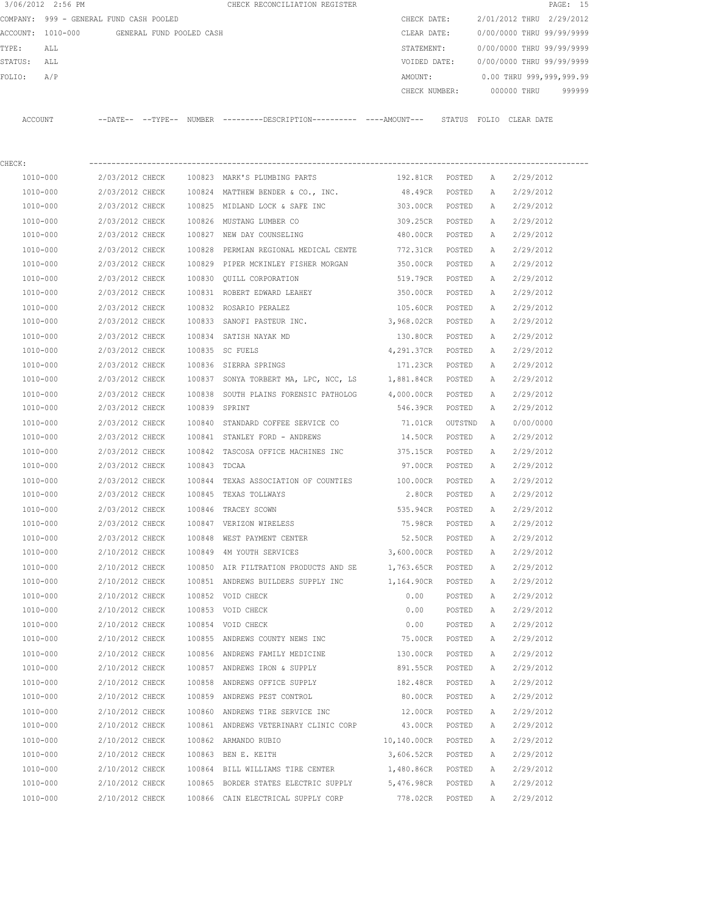3/06/2012 2:56 PM CHECK RECONCILIATION REGISTER

COMPANY: 999 - GENERAL FUND CASH POOLED

ACCOUNT: 1010-000 GENERAL FUND POOLED CASH

TYPE: ALL

STATUS: ALL

FOLIO: A/P

CHECK DATE: 2/01/2012 THRU 2/29/2012

CLEAR DATE: 0/00/0000 THRU 99/99/9999

STATEMENT: 0/00/0000 THRU 99/99/9999

VOIDED DATE: 0/00/0000 THRU 99/99/9999

AMOUNT: 0.00 THRU 999,999,999.99

CHECK NUMBER: 000000 THRU 999999

CHECK:

| ACCOUNT | --DATE-- | --TYPE-- | NUMBER | ---------DESCRIPTION---------- | ----AMOUNT--- | STATUS | FOLIO | CLEAR DATE |
|---|---|---|---|---|---|---|---|---|
| 1010-000 | 2/03/2012 | CHECK | 100823 | MARK'S PLUMBING PARTS | 192.81CR | POSTED | A | 2/29/2012 |
| 1010-000 | 2/03/2012 | CHECK | 100824 | MATTHEW BENDER & CO., INC. | 48.49CR | POSTED | A | 2/29/2012 |
| 1010-000 | 2/03/2012 | CHECK | 100825 | MIDLAND LOCK & SAFE INC | 303.00CR | POSTED | A | 2/29/2012 |
| 1010-000 | 2/03/2012 | CHECK | 100826 | MUSTANG LUMBER CO | 309.25CR | POSTED | A | 2/29/2012 |
| 1010-000 | 2/03/2012 | CHECK | 100827 | NEW DAY COUNSELING | 480.00CR | POSTED | A | 2/29/2012 |
| 1010-000 | 2/03/2012 | CHECK | 100828 | PERMIAN REGIONAL MEDICAL CENTE | 772.31CR | POSTED | A | 2/29/2012 |
| 1010-000 | 2/03/2012 | CHECK | 100829 | PIPER MCKINLEY FISHER MORGAN | 350.00CR | POSTED | A | 2/29/2012 |
| 1010-000 | 2/03/2012 | CHECK | 100830 | QUILL CORPORATION | 519.79CR | POSTED | A | 2/29/2012 |
| 1010-000 | 2/03/2012 | CHECK | 100831 | ROBERT EDWARD LEAHEY | 350.00CR | POSTED | A | 2/29/2012 |
| 1010-000 | 2/03/2012 | CHECK | 100832 | ROSARIO PERALEZ | 105.60CR | POSTED | A | 2/29/2012 |
| 1010-000 | 2/03/2012 | CHECK | 100833 | SANOFI PASTEUR INC. | 3,968.02CR | POSTED | A | 2/29/2012 |
| 1010-000 | 2/03/2012 | CHECK | 100834 | SATISH NAYAK MD | 130.80CR | POSTED | A | 2/29/2012 |
| 1010-000 | 2/03/2012 | CHECK | 100835 | SC FUELS | 4,291.37CR | POSTED | A | 2/29/2012 |
| 1010-000 | 2/03/2012 | CHECK | 100836 | SIERRA SPRINGS | 171.23CR | POSTED | A | 2/29/2012 |
| 1010-000 | 2/03/2012 | CHECK | 100837 | SONYA TORBERT MA, LPC, NCC, LS | 1,881.84CR | POSTED | A | 2/29/2012 |
| 1010-000 | 2/03/2012 | CHECK | 100838 | SOUTH PLAINS FORENSIC PATHOLOG | 4,000.00CR | POSTED | A | 2/29/2012 |
| 1010-000 | 2/03/2012 | CHECK | 100839 | SPRINT | 546.39CR | POSTED | A | 2/29/2012 |
| 1010-000 | 2/03/2012 | CHECK | 100840 | STANDARD COFFEE SERVICE CO | 71.01CR | OUTSTND | A | 0/00/0000 |
| 1010-000 | 2/03/2012 | CHECK | 100841 | STANLEY FORD - ANDREWS | 14.50CR | POSTED | A | 2/29/2012 |
| 1010-000 | 2/03/2012 | CHECK | 100842 | TASCOSA OFFICE MACHINES INC | 375.15CR | POSTED | A | 2/29/2012 |
| 1010-000 | 2/03/2012 | CHECK | 100843 | TDCAA | 97.00CR | POSTED | A | 2/29/2012 |
| 1010-000 | 2/03/2012 | CHECK | 100844 | TEXAS ASSOCIATION OF COUNTIES | 100.00CR | POSTED | A | 2/29/2012 |
| 1010-000 | 2/03/2012 | CHECK | 100845 | TEXAS TOLLWAYS | 2.80CR | POSTED | A | 2/29/2012 |
| 1010-000 | 2/03/2012 | CHECK | 100846 | TRACEY SCOWN | 535.94CR | POSTED | A | 2/29/2012 |
| 1010-000 | 2/03/2012 | CHECK | 100847 | VERIZON WIRELESS | 75.98CR | POSTED | A | 2/29/2012 |
| 1010-000 | 2/03/2012 | CHECK | 100848 | WEST PAYMENT CENTER | 52.50CR | POSTED | A | 2/29/2012 |
| 1010-000 | 2/10/2012 | CHECK | 100849 | 4M YOUTH SERVICES | 3,600.00CR | POSTED | A | 2/29/2012 |
| 1010-000 | 2/10/2012 | CHECK | 100850 | AIR FILTRATION PRODUCTS AND SE | 1,763.65CR | POSTED | A | 2/29/2012 |
| 1010-000 | 2/10/2012 | CHECK | 100851 | ANDREWS BUILDERS SUPPLY INC | 1,164.90CR | POSTED | A | 2/29/2012 |
| 1010-000 | 2/10/2012 | CHECK | 100852 | VOID CHECK | 0.00 | POSTED | A | 2/29/2012 |
| 1010-000 | 2/10/2012 | CHECK | 100853 | VOID CHECK | 0.00 | POSTED | A | 2/29/2012 |
| 1010-000 | 2/10/2012 | CHECK | 100854 | VOID CHECK | 0.00 | POSTED | A | 2/29/2012 |
| 1010-000 | 2/10/2012 | CHECK | 100855 | ANDREWS COUNTY NEWS INC | 75.00CR | POSTED | A | 2/29/2012 |
| 1010-000 | 2/10/2012 | CHECK | 100856 | ANDREWS FAMILY MEDICINE | 130.00CR | POSTED | A | 2/29/2012 |
| 1010-000 | 2/10/2012 | CHECK | 100857 | ANDREWS IRON & SUPPLY | 891.55CR | POSTED | A | 2/29/2012 |
| 1010-000 | 2/10/2012 | CHECK | 100858 | ANDREWS OFFICE SUPPLY | 182.48CR | POSTED | A | 2/29/2012 |
| 1010-000 | 2/10/2012 | CHECK | 100859 | ANDREWS PEST CONTROL | 80.00CR | POSTED | A | 2/29/2012 |
| 1010-000 | 2/10/2012 | CHECK | 100860 | ANDREWS TIRE SERVICE INC | 12.00CR | POSTED | A | 2/29/2012 |
| 1010-000 | 2/10/2012 | CHECK | 100861 | ANDREWS VETERINARY CLINIC CORP | 43.00CR | POSTED | A | 2/29/2012 |
| 1010-000 | 2/10/2012 | CHECK | 100862 | ARMANDO RUBIO | 10,140.00CR | POSTED | A | 2/29/2012 |
| 1010-000 | 2/10/2012 | CHECK | 100863 | BEN E. KEITH | 3,606.52CR | POSTED | A | 2/29/2012 |
| 1010-000 | 2/10/2012 | CHECK | 100864 | BILL WILLIAMS TIRE CENTER | 1,480.86CR | POSTED | A | 2/29/2012 |
| 1010-000 | 2/10/2012 | CHECK | 100865 | BORDER STATES ELECTRIC SUPPLY | 5,476.98CR | POSTED | A | 2/29/2012 |
| 1010-000 | 2/10/2012 | CHECK | 100866 | CAIN ELECTRICAL SUPPLY CORP | 778.02CR | POSTED | A | 2/29/2012 |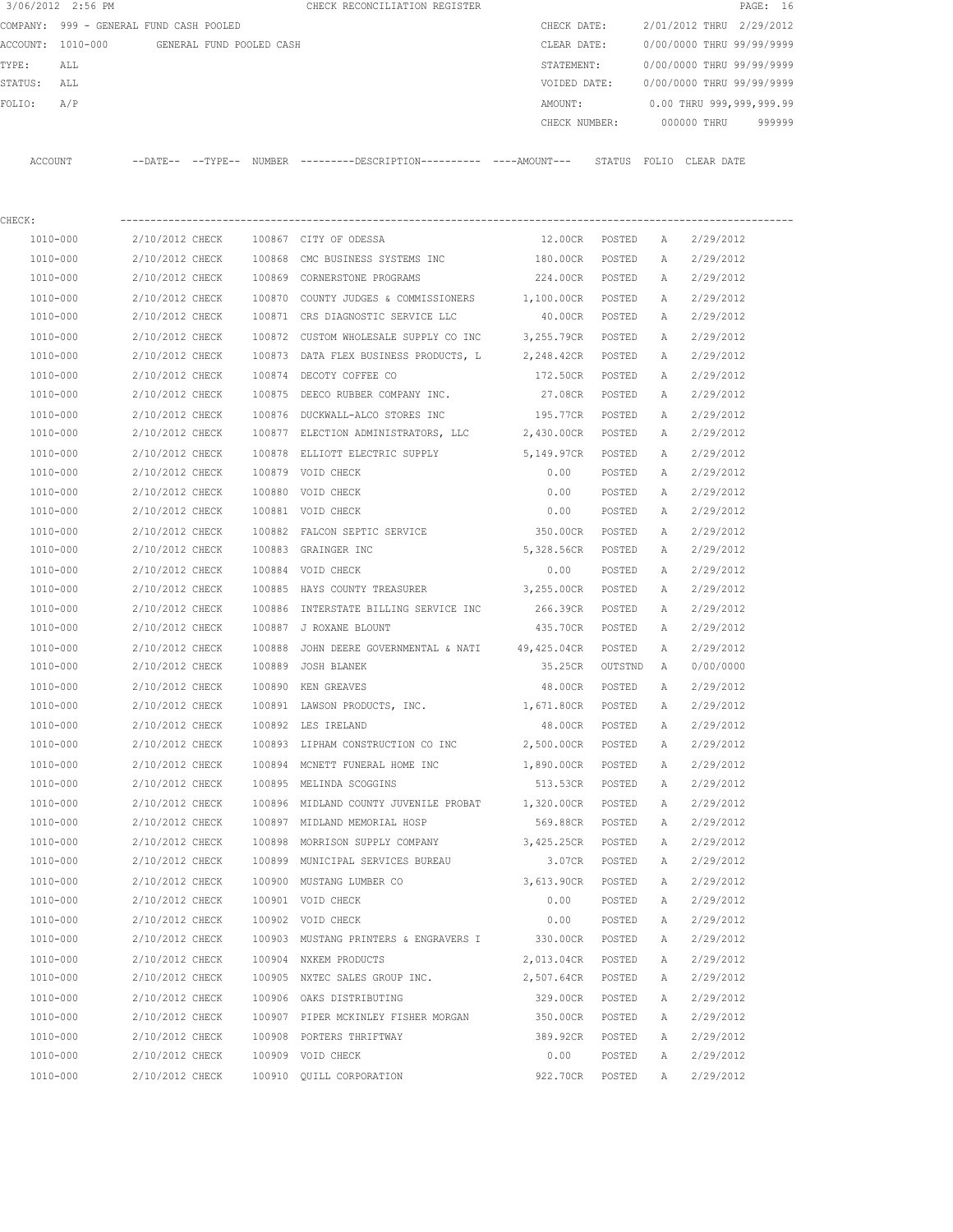3/06/2012 2:56 PM CHECK RECONCILIATION REGISTER

COMPANY: 999 - GENERAL FUND CASH POOLED

ACCOUNT: 1010-000 GENERAL FUND POOLED CASH

TYPE: ALL

STATUS: ALL

FOLIO: A/P

CHECK DATE: 2/01/2012 THRU 2/29/2012

CLEAR DATE: 0/00/0000 THRU 99/99/9999

STATEMENT: 0/00/0000 THRU 99/99/9999

VOIDED DATE: 0/00/0000 THRU 99/99/9999

AMOUNT: 0.00 THRU 999,999,999.99

CHECK NUMBER: 000000 THRU 999999

CHECK:

| ACCOUNT | DATE | TYPE | NUMBER | DESCRIPTION | AMOUNT | STATUS | FOLIO | CLEAR DATE |
|---|---|---|---|---|---|---|---|---|
| 1010-000 | 2/10/2012 | CHECK | 100867 | CITY OF ODESSA | 12.00CR | POSTED | A | 2/29/2012 |
| 1010-000 | 2/10/2012 | CHECK | 100868 | CMC BUSINESS SYSTEMS INC | 180.00CR | POSTED | A | 2/29/2012 |
| 1010-000 | 2/10/2012 | CHECK | 100869 | CORNERSTONE PROGRAMS | 224.00CR | POSTED | A | 2/29/2012 |
| 1010-000 | 2/10/2012 | CHECK | 100870 | COUNTY JUDGES & COMMISSIONERS | 1,100.00CR | POSTED | A | 2/29/2012 |
| 1010-000 | 2/10/2012 | CHECK | 100871 | CRS DIAGNOSTIC SERVICE LLC | 40.00CR | POSTED | A | 2/29/2012 |
| 1010-000 | 2/10/2012 | CHECK | 100872 | CUSTOM WHOLESALE SUPPLY CO INC | 3,255.79CR | POSTED | A | 2/29/2012 |
| 1010-000 | 2/10/2012 | CHECK | 100873 | DATA FLEX BUSINESS PRODUCTS, L | 2,248.42CR | POSTED | A | 2/29/2012 |
| 1010-000 | 2/10/2012 | CHECK | 100874 | DECOTY COFFEE CO | 172.50CR | POSTED | A | 2/29/2012 |
| 1010-000 | 2/10/2012 | CHECK | 100875 | DEECO RUBBER COMPANY INC. | 27.08CR | POSTED | A | 2/29/2012 |
| 1010-000 | 2/10/2012 | CHECK | 100876 | DUCKWALL-ALCO STORES INC | 195.77CR | POSTED | A | 2/29/2012 |
| 1010-000 | 2/10/2012 | CHECK | 100877 | ELECTION ADMINISTRATORS, LLC | 2,430.00CR | POSTED | A | 2/29/2012 |
| 1010-000 | 2/10/2012 | CHECK | 100878 | ELLIOTT ELECTRIC SUPPLY | 5,149.97CR | POSTED | A | 2/29/2012 |
| 1010-000 | 2/10/2012 | CHECK | 100879 | VOID CHECK | 0.00 | POSTED | A | 2/29/2012 |
| 1010-000 | 2/10/2012 | CHECK | 100880 | VOID CHECK | 0.00 | POSTED | A | 2/29/2012 |
| 1010-000 | 2/10/2012 | CHECK | 100881 | VOID CHECK | 0.00 | POSTED | A | 2/29/2012 |
| 1010-000 | 2/10/2012 | CHECK | 100882 | FALCON SEPTIC SERVICE | 350.00CR | POSTED | A | 2/29/2012 |
| 1010-000 | 2/10/2012 | CHECK | 100883 | GRAINGER INC | 5,328.56CR | POSTED | A | 2/29/2012 |
| 1010-000 | 2/10/2012 | CHECK | 100884 | VOID CHECK | 0.00 | POSTED | A | 2/29/2012 |
| 1010-000 | 2/10/2012 | CHECK | 100885 | HAYS COUNTY TREASURER | 3,255.00CR | POSTED | A | 2/29/2012 |
| 1010-000 | 2/10/2012 | CHECK | 100886 | INTERSTATE BILLING SERVICE INC | 266.39CR | POSTED | A | 2/29/2012 |
| 1010-000 | 2/10/2012 | CHECK | 100887 | J ROXANE BLOUNT | 435.70CR | POSTED | A | 2/29/2012 |
| 1010-000 | 2/10/2012 | CHECK | 100888 | JOHN DEERE GOVERNMENTAL & NATI | 49,425.04CR | POSTED | A | 2/29/2012 |
| 1010-000 | 2/10/2012 | CHECK | 100889 | JOSH BLANEK | 35.25CR | OUTSTND | A | 0/00/0000 |
| 1010-000 | 2/10/2012 | CHECK | 100890 | KEN GREAVES | 48.00CR | POSTED | A | 2/29/2012 |
| 1010-000 | 2/10/2012 | CHECK | 100891 | LAWSON PRODUCTS, INC. | 1,671.80CR | POSTED | A | 2/29/2012 |
| 1010-000 | 2/10/2012 | CHECK | 100892 | LES IRELAND | 48.00CR | POSTED | A | 2/29/2012 |
| 1010-000 | 2/10/2012 | CHECK | 100893 | LIPHAM CONSTRUCTION CO INC | 2,500.00CR | POSTED | A | 2/29/2012 |
| 1010-000 | 2/10/2012 | CHECK | 100894 | MCNETT FUNERAL HOME INC | 1,890.00CR | POSTED | A | 2/29/2012 |
| 1010-000 | 2/10/2012 | CHECK | 100895 | MELINDA SCOGGINS | 513.53CR | POSTED | A | 2/29/2012 |
| 1010-000 | 2/10/2012 | CHECK | 100896 | MIDLAND COUNTY JUVENILE PROBAT | 1,320.00CR | POSTED | A | 2/29/2012 |
| 1010-000 | 2/10/2012 | CHECK | 100897 | MIDLAND MEMORIAL HOSP | 569.88CR | POSTED | A | 2/29/2012 |
| 1010-000 | 2/10/2012 | CHECK | 100898 | MORRISON SUPPLY COMPANY | 3,425.25CR | POSTED | A | 2/29/2012 |
| 1010-000 | 2/10/2012 | CHECK | 100899 | MUNICIPAL SERVICES BUREAU | 3.07CR | POSTED | A | 2/29/2012 |
| 1010-000 | 2/10/2012 | CHECK | 100900 | MUSTANG LUMBER CO | 3,613.90CR | POSTED | A | 2/29/2012 |
| 1010-000 | 2/10/2012 | CHECK | 100901 | VOID CHECK | 0.00 | POSTED | A | 2/29/2012 |
| 1010-000 | 2/10/2012 | CHECK | 100902 | VOID CHECK | 0.00 | POSTED | A | 2/29/2012 |
| 1010-000 | 2/10/2012 | CHECK | 100903 | MUSTANG PRINTERS & ENGRAVERS I | 330.00CR | POSTED | A | 2/29/2012 |
| 1010-000 | 2/10/2012 | CHECK | 100904 | NXKEM PRODUCTS | 2,013.04CR | POSTED | A | 2/29/2012 |
| 1010-000 | 2/10/2012 | CHECK | 100905 | NXTEC SALES GROUP INC. | 2,507.64CR | POSTED | A | 2/29/2012 |
| 1010-000 | 2/10/2012 | CHECK | 100906 | OAKS DISTRIBUTING | 329.00CR | POSTED | A | 2/29/2012 |
| 1010-000 | 2/10/2012 | CHECK | 100907 | PIPER MCKINLEY FISHER MORGAN | 350.00CR | POSTED | A | 2/29/2012 |
| 1010-000 | 2/10/2012 | CHECK | 100908 | PORTERS THRIFTWAY | 389.92CR | POSTED | A | 2/29/2012 |
| 1010-000 | 2/10/2012 | CHECK | 100909 | VOID CHECK | 0.00 | POSTED | A | 2/29/2012 |
| 1010-000 | 2/10/2012 | CHECK | 100910 | QUILL CORPORATION | 922.70CR | POSTED | A | 2/29/2012 |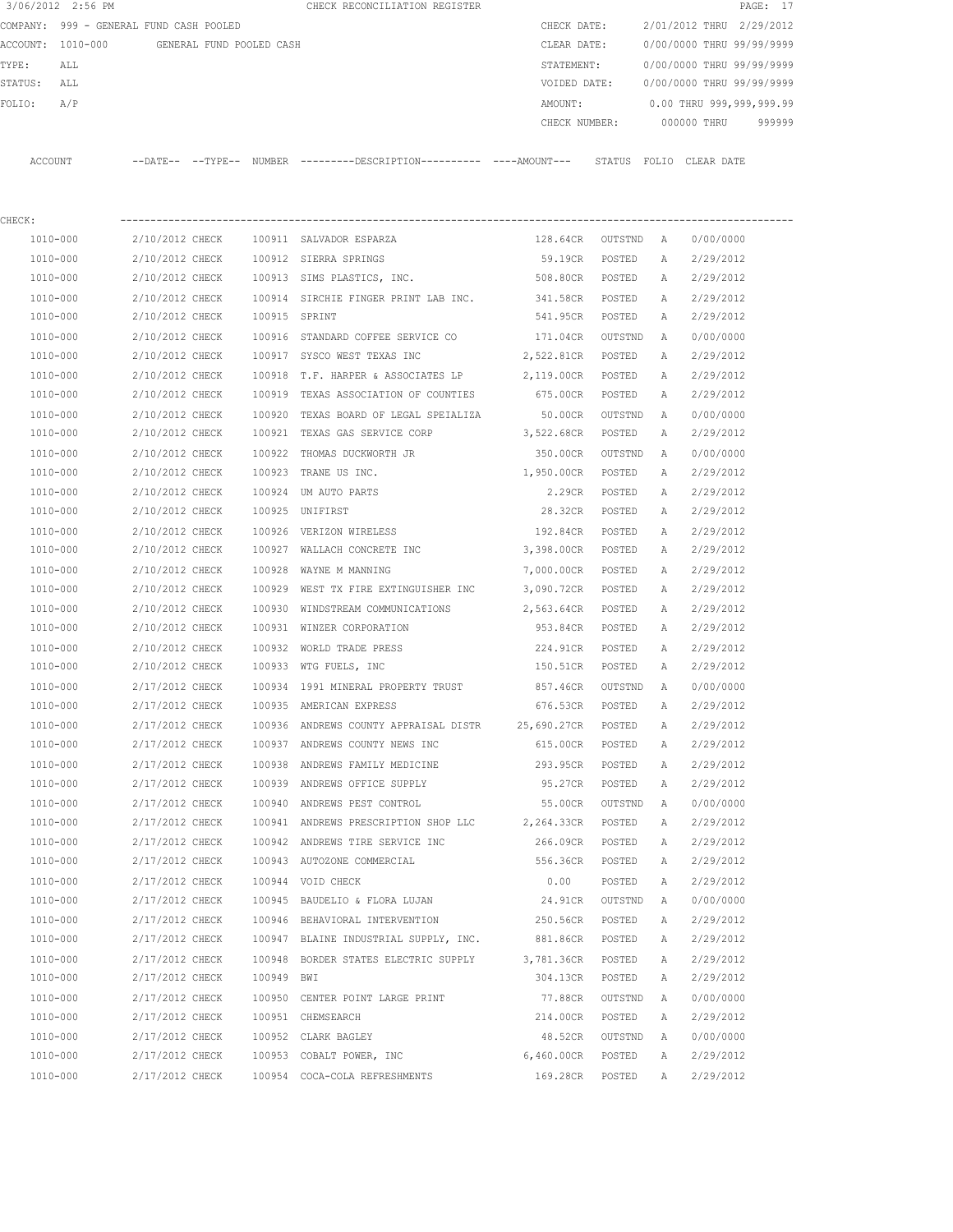3/06/2012 2:56 PM CHECK RECONCILIATION REGISTER

COMPANY: 999 - GENERAL FUND CASH POOLED

ACCOUNT: 1010-000 GENERAL FUND POOLED CASH

TYPE: ALL

STATUS: ALL

FOLIO: A/P

CHECK DATE: 2/01/2012 THRU 2/29/2012

CLEAR DATE: 0/00/0000 THRU 99/99/9999

STATEMENT: 0/00/0000 THRU 99/99/9999

VOIDED DATE: 0/00/0000 THRU 99/99/9999

AMOUNT: 0.00 THRU 999,999,999.99

CHECK NUMBER: 000000 THRU 999999

CHECK:

| ACCOUNT | --DATE-- | --TYPE-- | NUMBER | ---------DESCRIPTION---------- | ----AMOUNT--- | STATUS | FOLIO | CLEAR DATE |
|---|---|---|---|---|---|---|---|---|
| 1010-000 | 2/10/2012 | CHECK | 100911 | SALVADOR ESPARZA | 128.64CR | OUTSTND | A | 0/00/0000 |
| 1010-000 | 2/10/2012 | CHECK | 100912 | SIERRA SPRINGS | 59.19CR | POSTED | A | 2/29/2012 |
| 1010-000 | 2/10/2012 | CHECK | 100913 | SIMS PLASTICS, INC. | 508.80CR | POSTED | A | 2/29/2012 |
| 1010-000 | 2/10/2012 | CHECK | 100914 | SIRCHIE FINGER PRINT LAB INC. | 341.58CR | POSTED | A | 2/29/2012 |
| 1010-000 | 2/10/2012 | CHECK | 100915 | SPRINT | 541.95CR | POSTED | A | 2/29/2012 |
| 1010-000 | 2/10/2012 | CHECK | 100916 | STANDARD COFFEE SERVICE CO | 171.04CR | OUTSTND | A | 0/00/0000 |
| 1010-000 | 2/10/2012 | CHECK | 100917 | SYSCO WEST TEXAS INC | 2,522.81CR | POSTED | A | 2/29/2012 |
| 1010-000 | 2/10/2012 | CHECK | 100918 | T.F. HARPER & ASSOCIATES LP | 2,119.00CR | POSTED | A | 2/29/2012 |
| 1010-000 | 2/10/2012 | CHECK | 100919 | TEXAS ASSOCIATION OF COUNTIES | 675.00CR | POSTED | A | 2/29/2012 |
| 1010-000 | 2/10/2012 | CHECK | 100920 | TEXAS BOARD OF LEGAL SPEIALIZA | 50.00CR | OUTSTND | A | 0/00/0000 |
| 1010-000 | 2/10/2012 | CHECK | 100921 | TEXAS GAS SERVICE CORP | 3,522.68CR | POSTED | A | 2/29/2012 |
| 1010-000 | 2/10/2012 | CHECK | 100922 | THOMAS DUCKWORTH JR | 350.00CR | OUTSTND | A | 0/00/0000 |
| 1010-000 | 2/10/2012 | CHECK | 100923 | TRANE US INC. | 1,950.00CR | POSTED | A | 2/29/2012 |
| 1010-000 | 2/10/2012 | CHECK | 100924 | UM AUTO PARTS | 2.29CR | POSTED | A | 2/29/2012 |
| 1010-000 | 2/10/2012 | CHECK | 100925 | UNIFIRST | 28.32CR | POSTED | A | 2/29/2012 |
| 1010-000 | 2/10/2012 | CHECK | 100926 | VERIZON WIRELESS | 192.84CR | POSTED | A | 2/29/2012 |
| 1010-000 | 2/10/2012 | CHECK | 100927 | WALLACH CONCRETE INC | 3,398.00CR | POSTED | A | 2/29/2012 |
| 1010-000 | 2/10/2012 | CHECK | 100928 | WAYNE M MANNING | 7,000.00CR | POSTED | A | 2/29/2012 |
| 1010-000 | 2/10/2012 | CHECK | 100929 | WEST TX FIRE EXTINGUISHER INC | 3,090.72CR | POSTED | A | 2/29/2012 |
| 1010-000 | 2/10/2012 | CHECK | 100930 | WINDSTREAM COMMUNICATIONS | 2,563.64CR | POSTED | A | 2/29/2012 |
| 1010-000 | 2/10/2012 | CHECK | 100931 | WINZER CORPORATION | 953.84CR | POSTED | A | 2/29/2012 |
| 1010-000 | 2/10/2012 | CHECK | 100932 | WORLD TRADE PRESS | 224.91CR | POSTED | A | 2/29/2012 |
| 1010-000 | 2/10/2012 | CHECK | 100933 | WTG FUELS, INC | 150.51CR | POSTED | A | 2/29/2012 |
| 1010-000 | 2/17/2012 | CHECK | 100934 | 1991 MINERAL PROPERTY TRUST | 857.46CR | OUTSTND | A | 0/00/0000 |
| 1010-000 | 2/17/2012 | CHECK | 100935 | AMERICAN EXPRESS | 676.53CR | POSTED | A | 2/29/2012 |
| 1010-000 | 2/17/2012 | CHECK | 100936 | ANDREWS COUNTY APPRAISAL DISTR | 25,690.27CR | POSTED | A | 2/29/2012 |
| 1010-000 | 2/17/2012 | CHECK | 100937 | ANDREWS COUNTY NEWS INC | 615.00CR | POSTED | A | 2/29/2012 |
| 1010-000 | 2/17/2012 | CHECK | 100938 | ANDREWS FAMILY MEDICINE | 293.95CR | POSTED | A | 2/29/2012 |
| 1010-000 | 2/17/2012 | CHECK | 100939 | ANDREWS OFFICE SUPPLY | 95.27CR | POSTED | A | 2/29/2012 |
| 1010-000 | 2/17/2012 | CHECK | 100940 | ANDREWS PEST CONTROL | 55.00CR | OUTSTND | A | 0/00/0000 |
| 1010-000 | 2/17/2012 | CHECK | 100941 | ANDREWS PRESCRIPTION SHOP LLC | 2,264.33CR | POSTED | A | 2/29/2012 |
| 1010-000 | 2/17/2012 | CHECK | 100942 | ANDREWS TIRE SERVICE INC | 266.09CR | POSTED | A | 2/29/2012 |
| 1010-000 | 2/17/2012 | CHECK | 100943 | AUTOZONE COMMERCIAL | 556.36CR | POSTED | A | 2/29/2012 |
| 1010-000 | 2/17/2012 | CHECK | 100944 | VOID CHECK | 0.00 | POSTED | A | 2/29/2012 |
| 1010-000 | 2/17/2012 | CHECK | 100945 | BAUDELIO & FLORA LUJAN | 24.91CR | OUTSTND | A | 0/00/0000 |
| 1010-000 | 2/17/2012 | CHECK | 100946 | BEHAVIORAL INTERVENTION | 250.56CR | POSTED | A | 2/29/2012 |
| 1010-000 | 2/17/2012 | CHECK | 100947 | BLAINE INDUSTRIAL SUPPLY, INC. | 881.86CR | POSTED | A | 2/29/2012 |
| 1010-000 | 2/17/2012 | CHECK | 100948 | BORDER STATES ELECTRIC SUPPLY | 3,781.36CR | POSTED | A | 2/29/2012 |
| 1010-000 | 2/17/2012 | CHECK | 100949 | BWI | 304.13CR | POSTED | A | 2/29/2012 |
| 1010-000 | 2/17/2012 | CHECK | 100950 | CENTER POINT LARGE PRINT | 77.88CR | OUTSTND | A | 0/00/0000 |
| 1010-000 | 2/17/2012 | CHECK | 100951 | CHEMSEARCH | 214.00CR | POSTED | A | 2/29/2012 |
| 1010-000 | 2/17/2012 | CHECK | 100952 | CLARK BAGLEY | 48.52CR | OUTSTND | A | 0/00/0000 |
| 1010-000 | 2/17/2012 | CHECK | 100953 | COBALT POWER, INC | 6,460.00CR | POSTED | A | 2/29/2012 |
| 1010-000 | 2/17/2012 | CHECK | 100954 | COCA-COLA REFRESHMENTS | 169.28CR | POSTED | A | 2/29/2012 |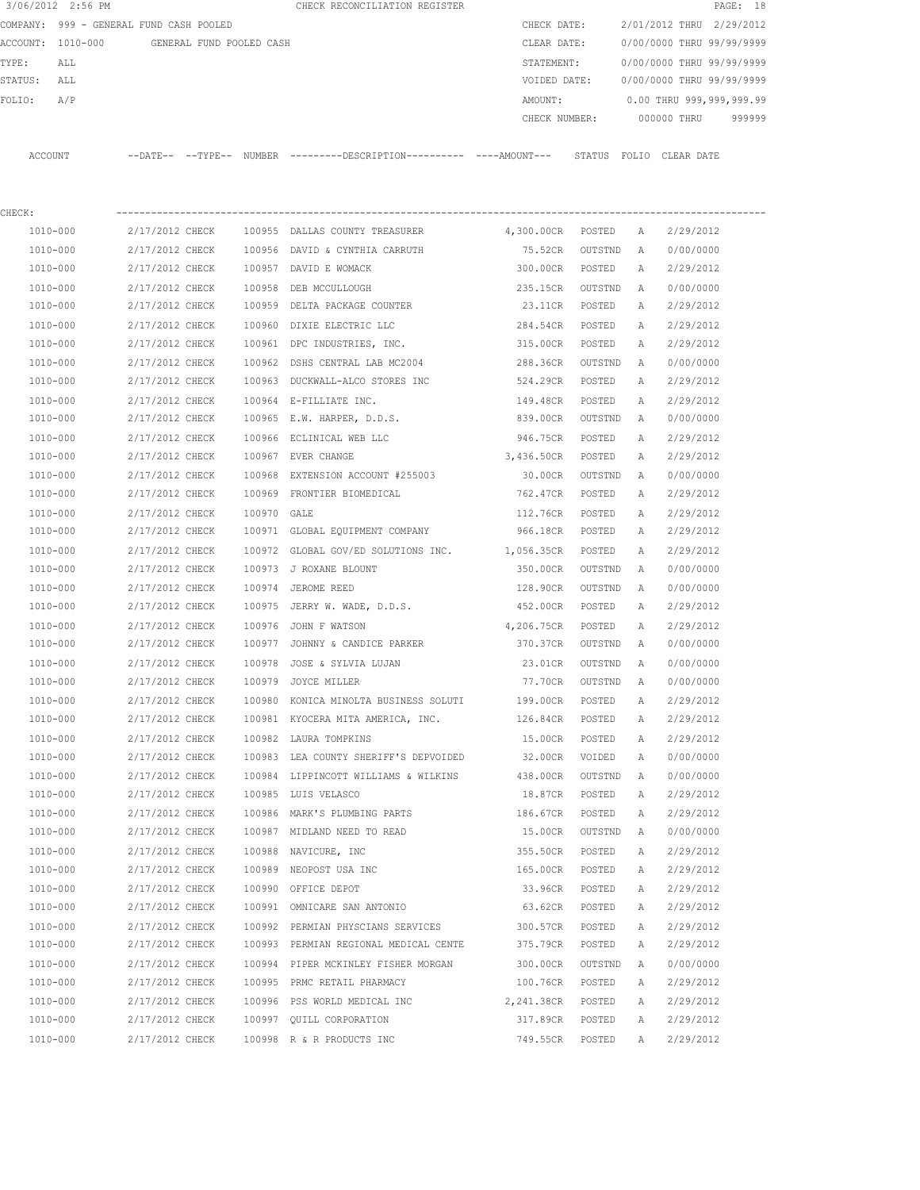3/06/2012 2:56 PM CHECK RECONCILIATION REGISTER

COMPANY: 999 - GENERAL FUND CASH POOLED

ACCOUNT: 1010-000 GENERAL FUND POOLED CASH

TYPE: ALL

STATUS: ALL

FOLIO: A/P

CHECK DATE: 2/01/2012 THRU 2/29/2012

CLEAR DATE: 0/00/0000 THRU 99/99/9999

STATEMENT: 0/00/0000 THRU 99/99/9999

VOIDED DATE: 0/00/0000 THRU 99/99/9999

AMOUNT: 0.00 THRU 999,999,999.99

CHECK NUMBER: 000000 THRU 999999

CHECK:

| ACCOUNT | --DATE-- | --TYPE-- | NUMBER | ---------DESCRIPTION---------- | ----AMOUNT--- | STATUS | FOLIO | CLEAR DATE |
|---|---|---|---|---|---|---|---|---|
| 1010-000 | 2/17/2012 | CHECK | 100955 | DALLAS COUNTY TREASURER | 4,300.00CR | POSTED | A | 2/29/2012 |
| 1010-000 | 2/17/2012 | CHECK | 100956 | DAVID & CYNTHIA CARRUTH | 75.52CR | OUTSTND | A | 0/00/0000 |
| 1010-000 | 2/17/2012 | CHECK | 100957 | DAVID E WOMACK | 300.00CR | POSTED | A | 2/29/2012 |
| 1010-000 | 2/17/2012 | CHECK | 100958 | DEB MCCULLOUGH | 235.15CR | OUTSTND | A | 0/00/0000 |
| 1010-000 | 2/17/2012 | CHECK | 100959 | DELTA PACKAGE COUNTER | 23.11CR | POSTED | A | 2/29/2012 |
| 1010-000 | 2/17/2012 | CHECK | 100960 | DIXIE ELECTRIC LLC | 284.54CR | POSTED | A | 2/29/2012 |
| 1010-000 | 2/17/2012 | CHECK | 100961 | DPC INDUSTRIES, INC. | 315.00CR | POSTED | A | 2/29/2012 |
| 1010-000 | 2/17/2012 | CHECK | 100962 | DSHS CENTRAL LAB MC2004 | 288.36CR | OUTSTND | A | 0/00/0000 |
| 1010-000 | 2/17/2012 | CHECK | 100963 | DUCKWALL-ALCO STORES INC | 524.29CR | POSTED | A | 2/29/2012 |
| 1010-000 | 2/17/2012 | CHECK | 100964 | E-FILLIATE INC. | 149.48CR | POSTED | A | 2/29/2012 |
| 1010-000 | 2/17/2012 | CHECK | 100965 | E.W. HARPER, D.D.S. | 839.00CR | OUTSTND | A | 0/00/0000 |
| 1010-000 | 2/17/2012 | CHECK | 100966 | ECLINICAL WEB LLC | 946.75CR | POSTED | A | 2/29/2012 |
| 1010-000 | 2/17/2012 | CHECK | 100967 | EVER CHANGE | 3,436.50CR | POSTED | A | 2/29/2012 |
| 1010-000 | 2/17/2012 | CHECK | 100968 | EXTENSION ACCOUNT #255003 | 30.00CR | OUTSTND | A | 0/00/0000 |
| 1010-000 | 2/17/2012 | CHECK | 100969 | FRONTIER BIOMEDICAL | 762.47CR | POSTED | A | 2/29/2012 |
| 1010-000 | 2/17/2012 | CHECK | 100970 | GALE | 112.76CR | POSTED | A | 2/29/2012 |
| 1010-000 | 2/17/2012 | CHECK | 100971 | GLOBAL EQUIPMENT COMPANY | 966.18CR | POSTED | A | 2/29/2012 |
| 1010-000 | 2/17/2012 | CHECK | 100972 | GLOBAL GOV/ED SOLUTIONS INC. | 1,056.35CR | POSTED | A | 2/29/2012 |
| 1010-000 | 2/17/2012 | CHECK | 100973 | J ROXANE BLOUNT | 350.00CR | OUTSTND | A | 0/00/0000 |
| 1010-000 | 2/17/2012 | CHECK | 100974 | JEROME REED | 128.90CR | OUTSTND | A | 0/00/0000 |
| 1010-000 | 2/17/2012 | CHECK | 100975 | JERRY W. WADE, D.D.S. | 452.00CR | POSTED | A | 2/29/2012 |
| 1010-000 | 2/17/2012 | CHECK | 100976 | JOHN F WATSON | 4,206.75CR | POSTED | A | 2/29/2012 |
| 1010-000 | 2/17/2012 | CHECK | 100977 | JOHNNY & CANDICE PARKER | 370.37CR | OUTSTND | A | 0/00/0000 |
| 1010-000 | 2/17/2012 | CHECK | 100978 | JOSE & SYLVIA LUJAN | 23.01CR | OUTSTND | A | 0/00/0000 |
| 1010-000 | 2/17/2012 | CHECK | 100979 | JOYCE MILLER | 77.70CR | OUTSTND | A | 0/00/0000 |
| 1010-000 | 2/17/2012 | CHECK | 100980 | KONICA MINOLTA BUSINESS SOLUTI | 199.00CR | POSTED | A | 2/29/2012 |
| 1010-000 | 2/17/2012 | CHECK | 100981 | KYOCERA MITA AMERICA, INC. | 126.84CR | POSTED | A | 2/29/2012 |
| 1010-000 | 2/17/2012 | CHECK | 100982 | LAURA TOMPKINS | 15.00CR | POSTED | A | 2/29/2012 |
| 1010-000 | 2/17/2012 | CHECK | 100983 | LEA COUNTY SHERIFF'S DEPVOIDED | 32.00CR | VOIDED | A | 0/00/0000 |
| 1010-000 | 2/17/2012 | CHECK | 100984 | LIPPINCOTT WILLIAMS & WILKINS | 438.00CR | OUTSTND | A | 0/00/0000 |
| 1010-000 | 2/17/2012 | CHECK | 100985 | LUIS VELASCO | 18.87CR | POSTED | A | 2/29/2012 |
| 1010-000 | 2/17/2012 | CHECK | 100986 | MARK'S PLUMBING PARTS | 186.67CR | POSTED | A | 2/29/2012 |
| 1010-000 | 2/17/2012 | CHECK | 100987 | MIDLAND NEED TO READ | 15.00CR | OUTSTND | A | 0/00/0000 |
| 1010-000 | 2/17/2012 | CHECK | 100988 | NAVICURE, INC | 355.50CR | POSTED | A | 2/29/2012 |
| 1010-000 | 2/17/2012 | CHECK | 100989 | NEOPOST USA INC | 165.00CR | POSTED | A | 2/29/2012 |
| 1010-000 | 2/17/2012 | CHECK | 100990 | OFFICE DEPOT | 33.96CR | POSTED | A | 2/29/2012 |
| 1010-000 | 2/17/2012 | CHECK | 100991 | OMNICARE SAN ANTONIO | 63.62CR | POSTED | A | 2/29/2012 |
| 1010-000 | 2/17/2012 | CHECK | 100992 | PERMIAN PHYSCIANS SERVICES | 300.57CR | POSTED | A | 2/29/2012 |
| 1010-000 | 2/17/2012 | CHECK | 100993 | PERMIAN REGIONAL MEDICAL CENTE | 375.79CR | POSTED | A | 2/29/2012 |
| 1010-000 | 2/17/2012 | CHECK | 100994 | PIPER MCKINLEY FISHER MORGAN | 300.00CR | OUTSTND | A | 0/00/0000 |
| 1010-000 | 2/17/2012 | CHECK | 100995 | PRMC RETAIL PHARMACY | 100.76CR | POSTED | A | 2/29/2012 |
| 1010-000 | 2/17/2012 | CHECK | 100996 | PSS WORLD MEDICAL INC | 2,241.38CR | POSTED | A | 2/29/2012 |
| 1010-000 | 2/17/2012 | CHECK | 100997 | QUILL CORPORATION | 317.89CR | POSTED | A | 2/29/2012 |
| 1010-000 | 2/17/2012 | CHECK | 100998 | R & R PRODUCTS INC | 749.55CR | POSTED | A | 2/29/2012 |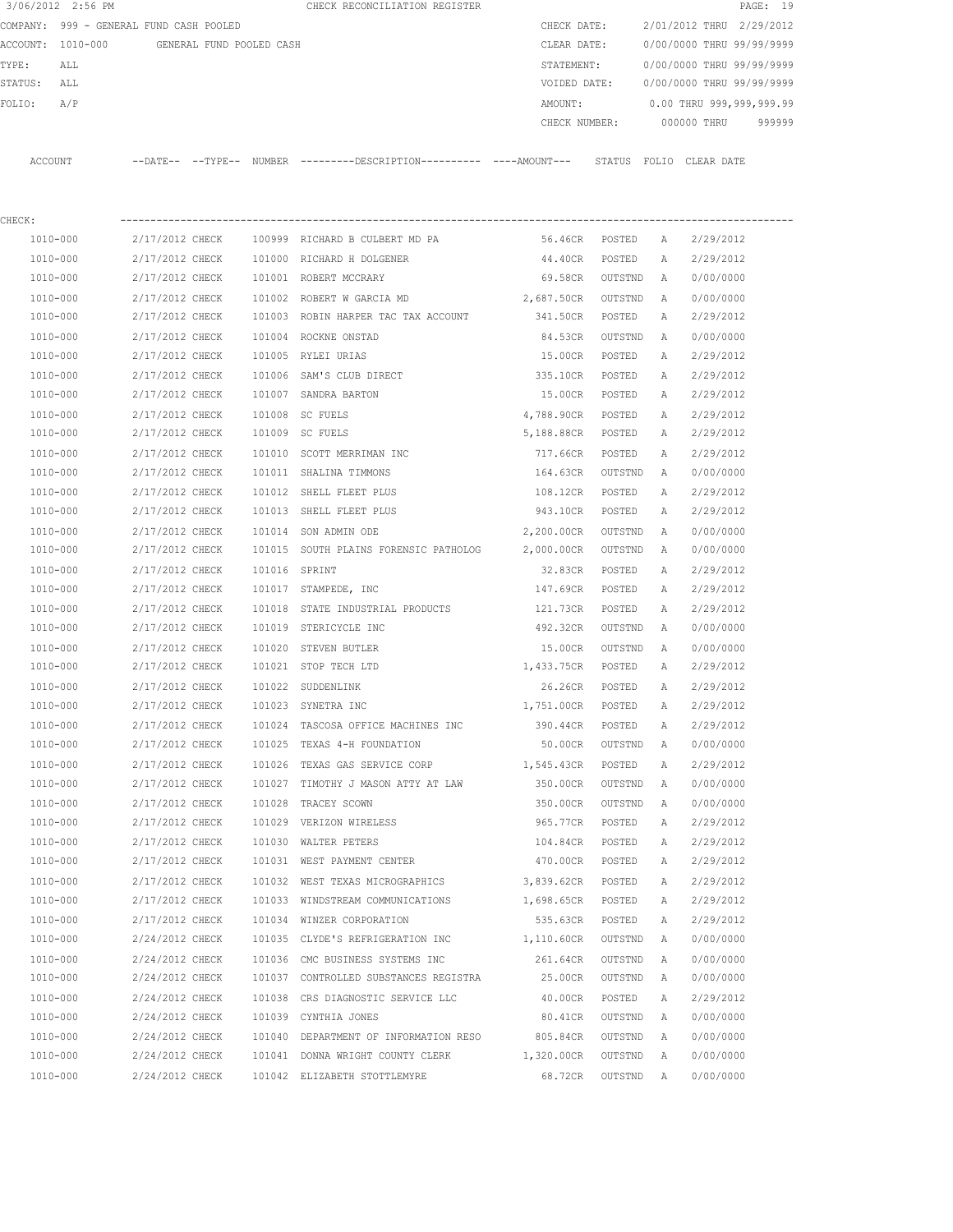3/06/2012 2:56 PM CHECK RECONCILIATION REGISTER

COMPANY: 999 - GENERAL FUND CASH POOLED
ACCOUNT: 1010-000 GENERAL FUND POOLED CASH
TYPE: ALL
STATUS: ALL
FOLIO: A/P

CHECK DATE: 2/01/2012 THRU 2/29/2012
CLEAR DATE: 0/00/0000 THRU 99/99/9999
STATEMENT: 0/00/0000 THRU 99/99/9999
VOIDED DATE: 0/00/0000 THRU 99/99/9999
AMOUNT: 0.00 THRU 999,999,999.99
CHECK NUMBER: 000000 THRU 999999

CHECK:

| ACCOUNT | --DATE-- | --TYPE-- | NUMBER | ---------DESCRIPTION---------- | ----AMOUNT--- | STATUS | FOLIO | CLEAR DATE |
|---|---|---|---|---|---|---|---|---|
| 1010-000 | 2/17/2012 | CHECK | 100999 | RICHARD B CULBERT MD PA | 56.46CR | POSTED | A | 2/29/2012 |
| 1010-000 | 2/17/2012 | CHECK | 101000 | RICHARD H DOLGENER | 44.40CR | POSTED | A | 2/29/2012 |
| 1010-000 | 2/17/2012 | CHECK | 101001 | ROBERT MCCRARY | 69.58CR | OUTSTND | A | 0/00/0000 |
| 1010-000 | 2/17/2012 | CHECK | 101002 | ROBERT W GARCIA MD | 2,687.50CR | OUTSTND | A | 0/00/0000 |
| 1010-000 | 2/17/2012 | CHECK | 101003 | ROBIN HARPER TAC TAX ACCOUNT | 341.50CR | POSTED | A | 2/29/2012 |
| 1010-000 | 2/17/2012 | CHECK | 101004 | ROCKNE ONSTAD | 84.53CR | OUTSTND | A | 0/00/0000 |
| 1010-000 | 2/17/2012 | CHECK | 101005 | RYLEI URIAS | 15.00CR | POSTED | A | 2/29/2012 |
| 1010-000 | 2/17/2012 | CHECK | 101006 | SAM'S CLUB DIRECT | 335.10CR | POSTED | A | 2/29/2012 |
| 1010-000 | 2/17/2012 | CHECK | 101007 | SANDRA BARTON | 15.00CR | POSTED | A | 2/29/2012 |
| 1010-000 | 2/17/2012 | CHECK | 101008 | SC FUELS | 4,788.90CR | POSTED | A | 2/29/2012 |
| 1010-000 | 2/17/2012 | CHECK | 101009 | SC FUELS | 5,188.88CR | POSTED | A | 2/29/2012 |
| 1010-000 | 2/17/2012 | CHECK | 101010 | SCOTT MERRIMAN INC | 717.66CR | POSTED | A | 2/29/2012 |
| 1010-000 | 2/17/2012 | CHECK | 101011 | SHALINA TIMMONS | 164.63CR | OUTSTND | A | 0/00/0000 |
| 1010-000 | 2/17/2012 | CHECK | 101012 | SHELL FLEET PLUS | 108.12CR | POSTED | A | 2/29/2012 |
| 1010-000 | 2/17/2012 | CHECK | 101013 | SHELL FLEET PLUS | 943.10CR | POSTED | A | 2/29/2012 |
| 1010-000 | 2/17/2012 | CHECK | 101014 | SON ADMIN ODE | 2,200.00CR | OUTSTND | A | 0/00/0000 |
| 1010-000 | 2/17/2012 | CHECK | 101015 | SOUTH PLAINS FORENSIC PATHOLOG | 2,000.00CR | OUTSTND | A | 0/00/0000 |
| 1010-000 | 2/17/2012 | CHECK | 101016 | SPRINT | 32.83CR | POSTED | A | 2/29/2012 |
| 1010-000 | 2/17/2012 | CHECK | 101017 | STAMPEDE, INC | 147.69CR | POSTED | A | 2/29/2012 |
| 1010-000 | 2/17/2012 | CHECK | 101018 | STATE INDUSTRIAL PRODUCTS | 121.73CR | POSTED | A | 2/29/2012 |
| 1010-000 | 2/17/2012 | CHECK | 101019 | STERICYCLE INC | 492.32CR | OUTSTND | A | 0/00/0000 |
| 1010-000 | 2/17/2012 | CHECK | 101020 | STEVEN BUTLER | 15.00CR | OUTSTND | A | 0/00/0000 |
| 1010-000 | 2/17/2012 | CHECK | 101021 | STOP TECH LTD | 1,433.75CR | POSTED | A | 2/29/2012 |
| 1010-000 | 2/17/2012 | CHECK | 101022 | SUDDENLINK | 26.26CR | POSTED | A | 2/29/2012 |
| 1010-000 | 2/17/2012 | CHECK | 101023 | SYNETRA INC | 1,751.00CR | POSTED | A | 2/29/2012 |
| 1010-000 | 2/17/2012 | CHECK | 101024 | TASCOSA OFFICE MACHINES INC | 390.44CR | POSTED | A | 2/29/2012 |
| 1010-000 | 2/17/2012 | CHECK | 101025 | TEXAS 4-H FOUNDATION | 50.00CR | OUTSTND | A | 0/00/0000 |
| 1010-000 | 2/17/2012 | CHECK | 101026 | TEXAS GAS SERVICE CORP | 1,545.43CR | POSTED | A | 2/29/2012 |
| 1010-000 | 2/17/2012 | CHECK | 101027 | TIMOTHY J MASON ATTY AT LAW | 350.00CR | OUTSTND | A | 0/00/0000 |
| 1010-000 | 2/17/2012 | CHECK | 101028 | TRACEY SCOWN | 350.00CR | OUTSTND | A | 0/00/0000 |
| 1010-000 | 2/17/2012 | CHECK | 101029 | VERIZON WIRELESS | 965.77CR | POSTED | A | 2/29/2012 |
| 1010-000 | 2/17/2012 | CHECK | 101030 | WALTER PETERS | 104.84CR | POSTED | A | 2/29/2012 |
| 1010-000 | 2/17/2012 | CHECK | 101031 | WEST PAYMENT CENTER | 470.00CR | POSTED | A | 2/29/2012 |
| 1010-000 | 2/17/2012 | CHECK | 101032 | WEST TEXAS MICROGRAPHICS | 3,839.62CR | POSTED | A | 2/29/2012 |
| 1010-000 | 2/17/2012 | CHECK | 101033 | WINDSTREAM COMMUNICATIONS | 1,698.65CR | POSTED | A | 2/29/2012 |
| 1010-000 | 2/17/2012 | CHECK | 101034 | WINZER CORPORATION | 535.63CR | POSTED | A | 2/29/2012 |
| 1010-000 | 2/24/2012 | CHECK | 101035 | CLYDE'S REFRIGERATION INC | 1,110.60CR | OUTSTND | A | 0/00/0000 |
| 1010-000 | 2/24/2012 | CHECK | 101036 | CMC BUSINESS SYSTEMS INC | 261.64CR | OUTSTND | A | 0/00/0000 |
| 1010-000 | 2/24/2012 | CHECK | 101037 | CONTROLLED SUBSTANCES REGISTRA | 25.00CR | OUTSTND | A | 0/00/0000 |
| 1010-000 | 2/24/2012 | CHECK | 101038 | CRS DIAGNOSTIC SERVICE LLC | 40.00CR | POSTED | A | 2/29/2012 |
| 1010-000 | 2/24/2012 | CHECK | 101039 | CYNTHIA JONES | 80.41CR | OUTSTND | A | 0/00/0000 |
| 1010-000 | 2/24/2012 | CHECK | 101040 | DEPARTMENT OF INFORMATION RESO | 805.84CR | OUTSTND | A | 0/00/0000 |
| 1010-000 | 2/24/2012 | CHECK | 101041 | DONNA WRIGHT COUNTY CLERK | 1,320.00CR | OUTSTND | A | 0/00/0000 |
| 1010-000 | 2/24/2012 | CHECK | 101042 | ELIZABETH STOTTLEMYRE | 68.72CR | OUTSTND | A | 0/00/0000 |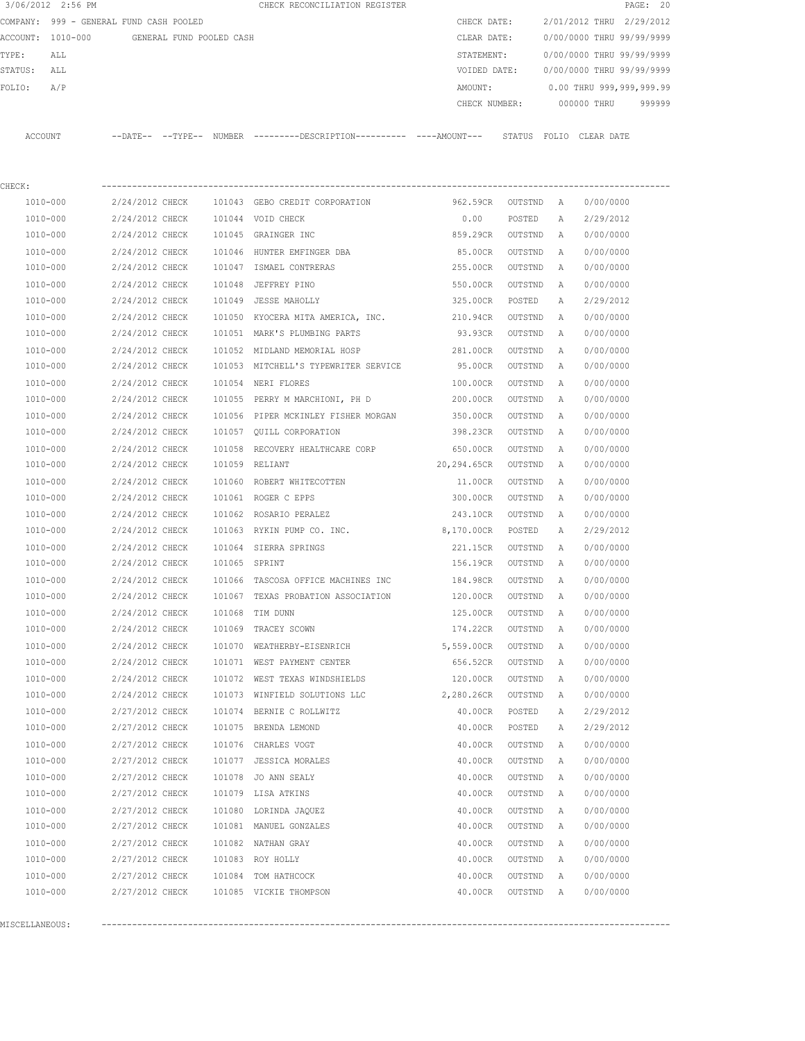3/06/2012 2:56 PM CHECK RECONCILIATION REGISTER

COMPANY: 999 - GENERAL FUND CASH POOLED
ACCOUNT: 1010-000 GENERAL FUND POOLED CASH
TYPE: ALL
STATUS: ALL
FOLIO: A/P

CHECK DATE: 2/01/2012 THRU 2/29/2012
CLEAR DATE: 0/00/0000 THRU 99/99/9999
STATEMENT: 0/00/0000 THRU 99/99/9999
VOIDED DATE: 0/00/0000 THRU 99/99/9999
AMOUNT: 0.00 THRU 999,999,999.99
CHECK NUMBER: 000000 THRU 999999

CHECK:

| ACCOUNT | --DATE-- | --TYPE-- | NUMBER | ---------DESCRIPTION---------- | ----AMOUNT--- | STATUS | FOLIO | CLEAR DATE |
|---|---|---|---|---|---|---|---|---|
| 1010-000 | 2/24/2012 | CHECK | 101043 | GEBO CREDIT CORPORATION | 962.59CR | OUTSTND | A | 0/00/0000 |
| 1010-000 | 2/24/2012 | CHECK | 101044 | VOID CHECK | 0.00 | POSTED | A | 2/29/2012 |
| 1010-000 | 2/24/2012 | CHECK | 101045 | GRAINGER INC | 859.29CR | OUTSTND | A | 0/00/0000 |
| 1010-000 | 2/24/2012 | CHECK | 101046 | HUNTER EMFINGER DBA | 85.00CR | OUTSTND | A | 0/00/0000 |
| 1010-000 | 2/24/2012 | CHECK | 101047 | ISMAEL CONTRERAS | 255.00CR | OUTSTND | A | 0/00/0000 |
| 1010-000 | 2/24/2012 | CHECK | 101048 | JEFFREY PINO | 550.00CR | OUTSTND | A | 0/00/0000 |
| 1010-000 | 2/24/2012 | CHECK | 101049 | JESSE MAHOLLY | 325.00CR | POSTED | A | 2/29/2012 |
| 1010-000 | 2/24/2012 | CHECK | 101050 | KYOCERA MITA AMERICA, INC. | 210.94CR | OUTSTND | A | 0/00/0000 |
| 1010-000 | 2/24/2012 | CHECK | 101051 | MARK'S PLUMBING PARTS | 93.93CR | OUTSTND | A | 0/00/0000 |
| 1010-000 | 2/24/2012 | CHECK | 101052 | MIDLAND MEMORIAL HOSP | 281.00CR | OUTSTND | A | 0/00/0000 |
| 1010-000 | 2/24/2012 | CHECK | 101053 | MITCHELL'S TYPEWRITER SERVICE | 95.00CR | OUTSTND | A | 0/00/0000 |
| 1010-000 | 2/24/2012 | CHECK | 101054 | NERI FLORES | 100.00CR | OUTSTND | A | 0/00/0000 |
| 1010-000 | 2/24/2012 | CHECK | 101055 | PERRY M MARCHIONI, PH D | 200.00CR | OUTSTND | A | 0/00/0000 |
| 1010-000 | 2/24/2012 | CHECK | 101056 | PIPER MCKINLEY FISHER MORGAN | 350.00CR | OUTSTND | A | 0/00/0000 |
| 1010-000 | 2/24/2012 | CHECK | 101057 | QUILL CORPORATION | 398.23CR | OUTSTND | A | 0/00/0000 |
| 1010-000 | 2/24/2012 | CHECK | 101058 | RECOVERY HEALTHCARE CORP | 650.00CR | OUTSTND | A | 0/00/0000 |
| 1010-000 | 2/24/2012 | CHECK | 101059 | RELIANT | 20,294.65CR | OUTSTND | A | 0/00/0000 |
| 1010-000 | 2/24/2012 | CHECK | 101060 | ROBERT WHITECOTTEN | 11.00CR | OUTSTND | A | 0/00/0000 |
| 1010-000 | 2/24/2012 | CHECK | 101061 | ROGER C EPPS | 300.00CR | OUTSTND | A | 0/00/0000 |
| 1010-000 | 2/24/2012 | CHECK | 101062 | ROSARIO PERALEZ | 243.10CR | OUTSTND | A | 0/00/0000 |
| 1010-000 | 2/24/2012 | CHECK | 101063 | RYKIN PUMP CO. INC. | 8,170.00CR | POSTED | A | 2/29/2012 |
| 1010-000 | 2/24/2012 | CHECK | 101064 | SIERRA SPRINGS | 221.15CR | OUTSTND | A | 0/00/0000 |
| 1010-000 | 2/24/2012 | CHECK | 101065 | SPRINT | 156.19CR | OUTSTND | A | 0/00/0000 |
| 1010-000 | 2/24/2012 | CHECK | 101066 | TASCOSA OFFICE MACHINES INC | 184.98CR | OUTSTND | A | 0/00/0000 |
| 1010-000 | 2/24/2012 | CHECK | 101067 | TEXAS PROBATION ASSOCIATION | 120.00CR | OUTSTND | A | 0/00/0000 |
| 1010-000 | 2/24/2012 | CHECK | 101068 | TIM DUNN | 125.00CR | OUTSTND | A | 0/00/0000 |
| 1010-000 | 2/24/2012 | CHECK | 101069 | TRACEY SCOWN | 174.22CR | OUTSTND | A | 0/00/0000 |
| 1010-000 | 2/24/2012 | CHECK | 101070 | WEATHERBY-EISENRICH | 5,559.00CR | OUTSTND | A | 0/00/0000 |
| 1010-000 | 2/24/2012 | CHECK | 101071 | WEST PAYMENT CENTER | 656.52CR | OUTSTND | A | 0/00/0000 |
| 1010-000 | 2/24/2012 | CHECK | 101072 | WEST TEXAS WINDSHIELDS | 120.00CR | OUTSTND | A | 0/00/0000 |
| 1010-000 | 2/24/2012 | CHECK | 101073 | WINFIELD SOLUTIONS LLC | 2,280.26CR | OUTSTND | A | 0/00/0000 |
| 1010-000 | 2/27/2012 | CHECK | 101074 | BERNIE C ROLLWITZ | 40.00CR | POSTED | A | 2/29/2012 |
| 1010-000 | 2/27/2012 | CHECK | 101075 | BRENDA LEMOND | 40.00CR | POSTED | A | 2/29/2012 |
| 1010-000 | 2/27/2012 | CHECK | 101076 | CHARLES VOGT | 40.00CR | OUTSTND | A | 0/00/0000 |
| 1010-000 | 2/27/2012 | CHECK | 101077 | JESSICA MORALES | 40.00CR | OUTSTND | A | 0/00/0000 |
| 1010-000 | 2/27/2012 | CHECK | 101078 | JO ANN SEALY | 40.00CR | OUTSTND | A | 0/00/0000 |
| 1010-000 | 2/27/2012 | CHECK | 101079 | LISA ATKINS | 40.00CR | OUTSTND | A | 0/00/0000 |
| 1010-000 | 2/27/2012 | CHECK | 101080 | LORINDA JAQUEZ | 40.00CR | OUTSTND | A | 0/00/0000 |
| 1010-000 | 2/27/2012 | CHECK | 101081 | MANUEL GONZALES | 40.00CR | OUTSTND | A | 0/00/0000 |
| 1010-000 | 2/27/2012 | CHECK | 101082 | NATHAN GRAY | 40.00CR | OUTSTND | A | 0/00/0000 |
| 1010-000 | 2/27/2012 | CHECK | 101083 | ROY HOLLY | 40.00CR | OUTSTND | A | 0/00/0000 |
| 1010-000 | 2/27/2012 | CHECK | 101084 | TOM HATHCOCK | 40.00CR | OUTSTND | A | 0/00/0000 |
| 1010-000 | 2/27/2012 | CHECK | 101085 | VICKIE THOMPSON | 40.00CR | OUTSTND | A | 0/00/0000 |

MISCELLANEOUS: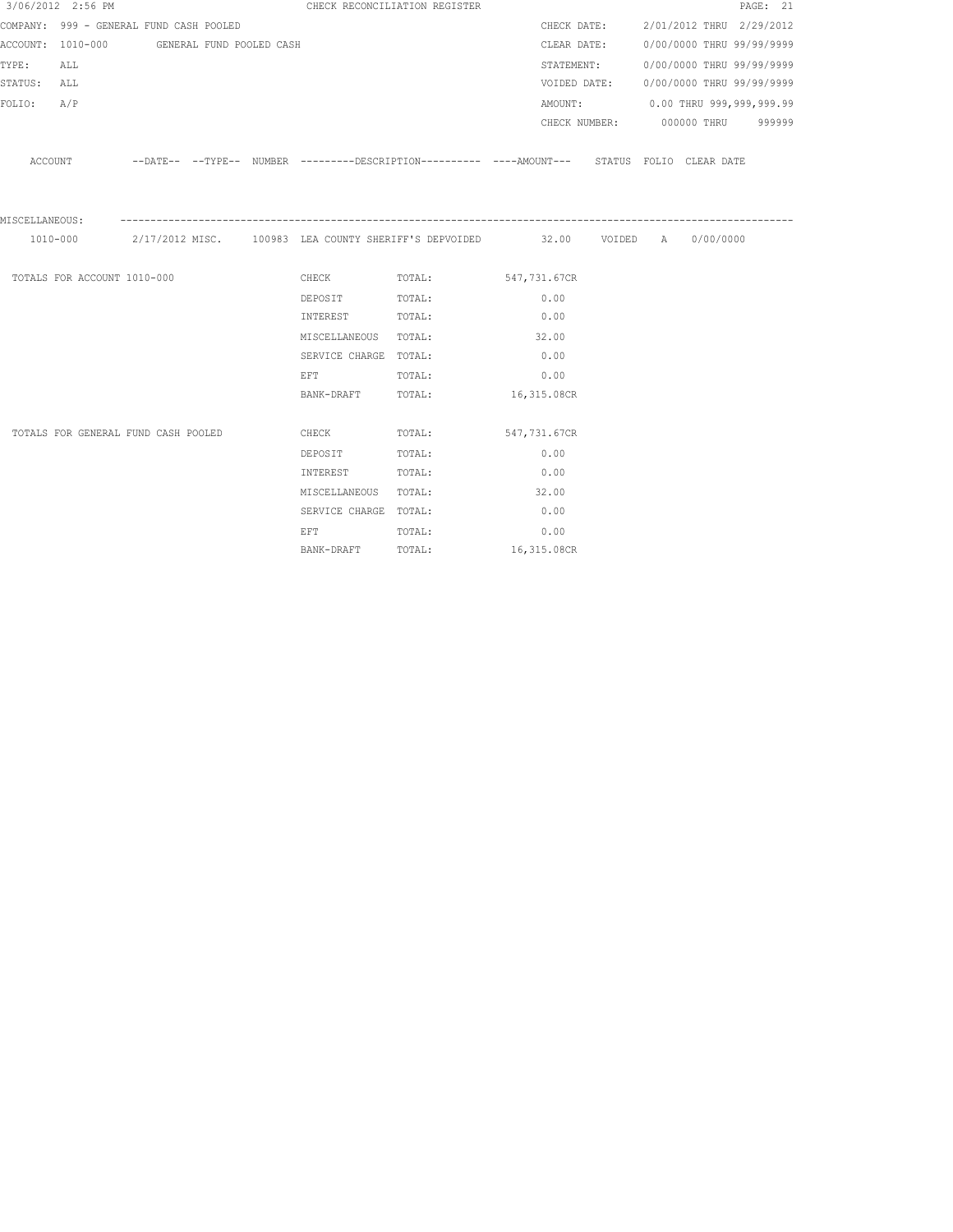3/06/2012 2:56 PM CHECK RECONCILIATION REGISTER

COMPANY: 999 - GENERAL FUND CASH POOLED
ACCOUNT: 1010-000 GENERAL FUND POOLED CASH
TYPE: ALL
STATUS: ALL
FOLIO: A/P

CHECK DATE: 2/01/2012 THRU 2/29/2012
CLEAR DATE: 0/00/0000 THRU 99/99/9999
STATEMENT: 0/00/0000 THRU 99/99/9999
VOIDED DATE: 0/00/0000 THRU 99/99/9999
AMOUNT: 0.00 THRU 999,999,999.99
CHECK NUMBER: 000000 THRU 999999

| ACCOUNT | --DATE-- | --TYPE-- | NUMBER | ---------DESCRIPTION---------- | ----AMOUNT--- | STATUS | FOLIO | CLEAR DATE |
|---|---|---|---|---|---|---|---|---|
| MISCELLANEOUS: | | | | | | | | |
| 1010-000 | 2/17/2012 | MISC. | 100983 | LEA COUNTY SHERIFF'S DEPVOIDED | 32.00 | VOIDED | A | 0/00/0000 |

| | | | |
|---|---|---|---|
| TOTALS FOR ACCOUNT 1010-000 | CHECK | TOTAL: | 547,731.67CR |
| | DEPOSIT | TOTAL: | 0.00 |
| | INTEREST | TOTAL: | 0.00 |
| | MISCELLANEOUS | TOTAL: | 32.00 |
| | SERVICE CHARGE | TOTAL: | 0.00 |
| | EFT | TOTAL: | 0.00 |
| | BANK-DRAFT | TOTAL: | 16,315.08CR |
| TOTALS FOR GENERAL FUND CASH POOLED | CHECK | TOTAL: | 547,731.67CR |
| | DEPOSIT | TOTAL: | 0.00 |
| | INTEREST | TOTAL: | 0.00 |
| | MISCELLANEOUS | TOTAL: | 32.00 |
| | SERVICE CHARGE | TOTAL: | 0.00 |
| | EFT | TOTAL: | 0.00 |
| | BANK-DRAFT | TOTAL: | 16,315.08CR |